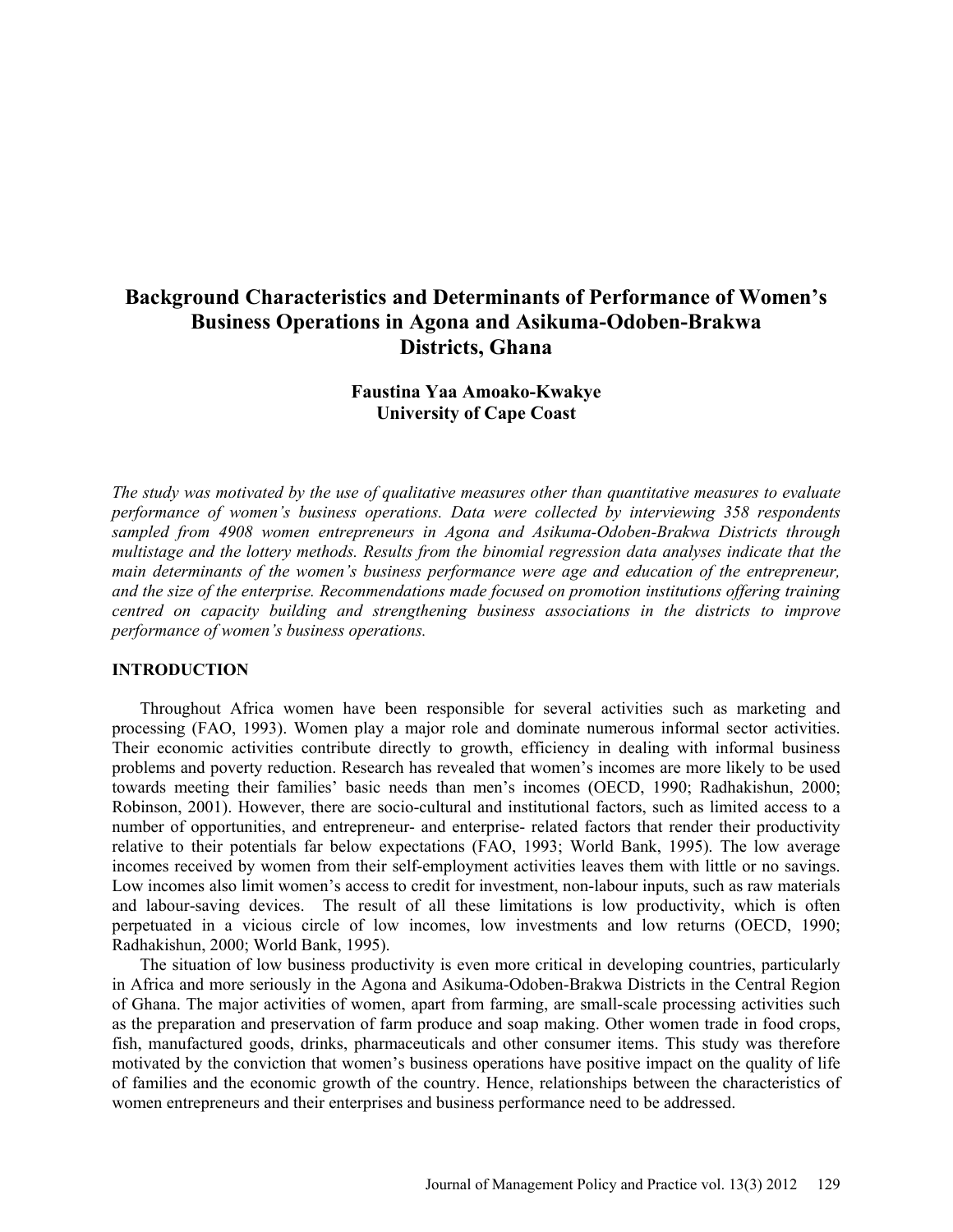# Background Characteristics and Determinants of Performance of Women's Business Operations in Agona and Asikuma-Odoben-Brakwa Districts, Ghana

**Faustina Yaa Amoako-Kwakye**
**University of Cape Coast**

*The study was motivated by the use of qualitative measures other than quantitative measures to evaluate performance of women's business operations. Data were collected by interviewing 358 respondents sampled from 4908 women entrepreneurs in Agona and Asikuma-Odoben-Brakwa Districts through multistage and the lottery methods. Results from the binomial regression data analyses indicate that the main determinants of the women's business performance were age and education of the entrepreneur, and the size of the enterprise. Recommendations made focused on promotion institutions offering training centred on capacity building and strengthening business associations in the districts to improve performance of women's business operations.*

## INTRODUCTION

Throughout Africa women have been responsible for several activities such as marketing and processing (FAO, 1993). Women play a major role and dominate numerous informal sector activities. Their economic activities contribute directly to growth, efficiency in dealing with informal business problems and poverty reduction. Research has revealed that women's incomes are more likely to be used towards meeting their families' basic needs than men's incomes (OECD, 1990; Radhakishun, 2000; Robinson, 2001). However, there are socio-cultural and institutional factors, such as limited access to a number of opportunities, and entrepreneur- and enterprise- related factors that render their productivity relative to their potentials far below expectations (FAO, 1993; World Bank, 1995). The low average incomes received by women from their self-employment activities leaves them with little or no savings. Low incomes also limit women's access to credit for investment, non-labour inputs, such as raw materials and labour-saving devices. The result of all these limitations is low productivity, which is often perpetuated in a vicious circle of low incomes, low investments and low returns (OECD, 1990; Radhakishun, 2000; World Bank, 1995).

The situation of low business productivity is even more critical in developing countries, particularly in Africa and more seriously in the Agona and Asikuma-Odoben-Brakwa Districts in the Central Region of Ghana. The major activities of women, apart from farming, are small-scale processing activities such as the preparation and preservation of farm produce and soap making. Other women trade in food crops, fish, manufactured goods, drinks, pharmaceuticals and other consumer items. This study was therefore motivated by the conviction that women's business operations have positive impact on the quality of life of families and the economic growth of the country. Hence, relationships between the characteristics of women entrepreneurs and their enterprises and business performance need to be addressed.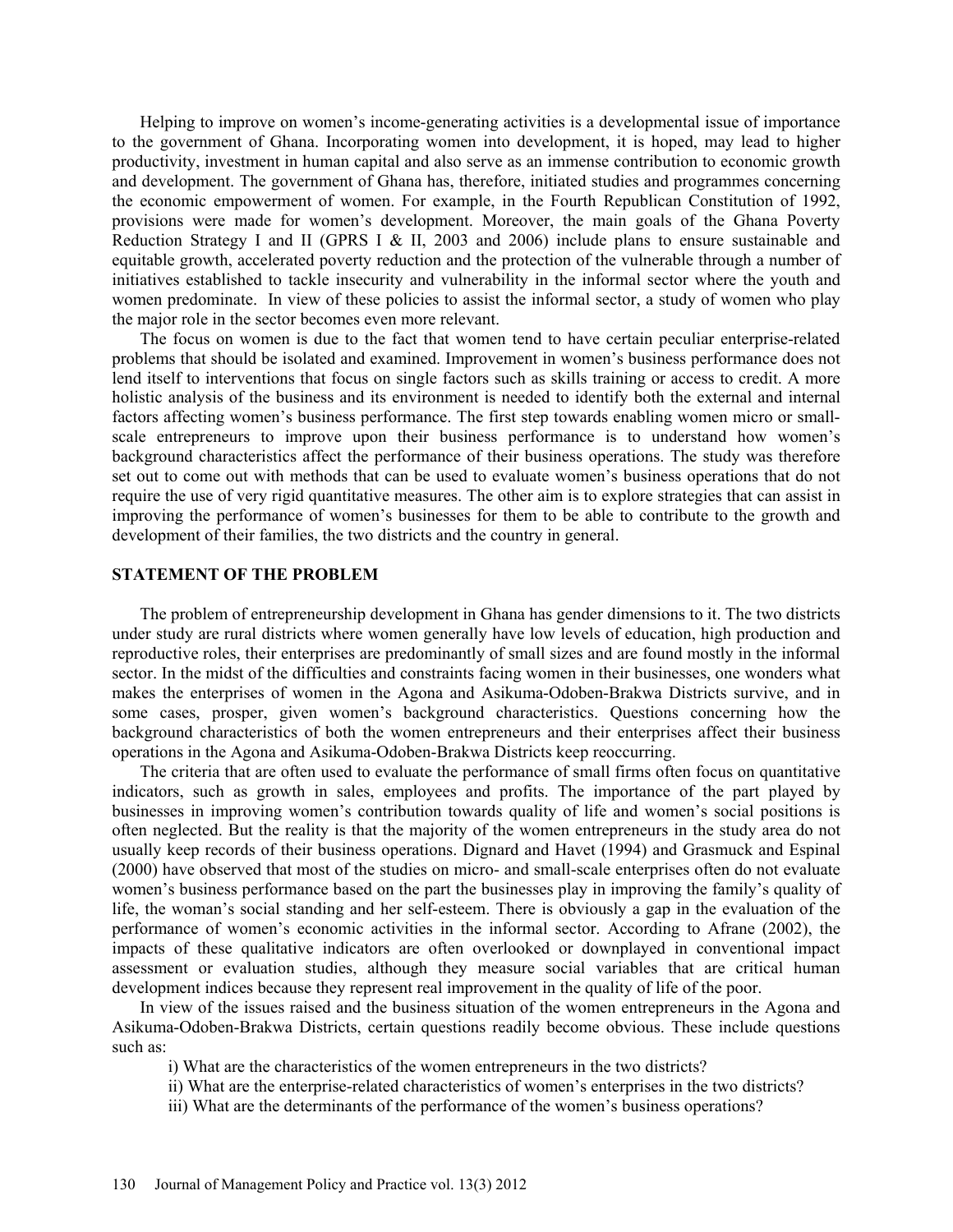Helping to improve on women's income-generating activities is a developmental issue of importance to the government of Ghana. Incorporating women into development, it is hoped, may lead to higher productivity, investment in human capital and also serve as an immense contribution to economic growth and development. The government of Ghana has, therefore, initiated studies and programmes concerning the economic empowerment of women. For example, in the Fourth Republican Constitution of 1992, provisions were made for women's development. Moreover, the main goals of the Ghana Poverty Reduction Strategy I and II (GPRS I & II, 2003 and 2006) include plans to ensure sustainable and equitable growth, accelerated poverty reduction and the protection of the vulnerable through a number of initiatives established to tackle insecurity and vulnerability in the informal sector where the youth and women predominate. In view of these policies to assist the informal sector, a study of women who play the major role in the sector becomes even more relevant.

The focus on women is due to the fact that women tend to have certain peculiar enterprise-related problems that should be isolated and examined. Improvement in women's business performance does not lend itself to interventions that focus on single factors such as skills training or access to credit. A more holistic analysis of the business and its environment is needed to identify both the external and internal factors affecting women's business performance. The first step towards enabling women micro or small-scale entrepreneurs to improve upon their business performance is to understand how women's background characteristics affect the performance of their business operations. The study was therefore set out to come out with methods that can be used to evaluate women's business operations that do not require the use of very rigid quantitative measures. The other aim is to explore strategies that can assist in improving the performance of women's businesses for them to be able to contribute to the growth and development of their families, the two districts and the country in general.

## STATEMENT OF THE PROBLEM

The problem of entrepreneurship development in Ghana has gender dimensions to it. The two districts under study are rural districts where women generally have low levels of education, high production and reproductive roles, their enterprises are predominantly of small sizes and are found mostly in the informal sector. In the midst of the difficulties and constraints facing women in their businesses, one wonders what makes the enterprises of women in the Agona and Asikuma-Odoben-Brakwa Districts survive, and in some cases, prosper, given women's background characteristics. Questions concerning how the background characteristics of both the women entrepreneurs and their enterprises affect their business operations in the Agona and Asikuma-Odoben-Brakwa Districts keep reoccurring.

The criteria that are often used to evaluate the performance of small firms often focus on quantitative indicators, such as growth in sales, employees and profits. The importance of the part played by businesses in improving women's contribution towards quality of life and women's social positions is often neglected. But the reality is that the majority of the women entrepreneurs in the study area do not usually keep records of their business operations. Dignard and Havet (1994) and Grasmuck and Espinal (2000) have observed that most of the studies on micro- and small-scale enterprises often do not evaluate women's business performance based on the part the businesses play in improving the family's quality of life, the woman's social standing and her self-esteem. There is obviously a gap in the evaluation of the performance of women's economic activities in the informal sector. According to Afrane (2002), the impacts of these qualitative indicators are often overlooked or downplayed in conventional impact assessment or evaluation studies, although they measure social variables that are critical human development indices because they represent real improvement in the quality of life of the poor.

In view of the issues raised and the business situation of the women entrepreneurs in the Agona and Asikuma-Odoben-Brakwa Districts, certain questions readily become obvious. These include questions such as:

i) What are the characteristics of the women entrepreneurs in the two districts?

ii) What are the enterprise-related characteristics of women's enterprises in the two districts?

iii) What are the determinants of the performance of the women's business operations?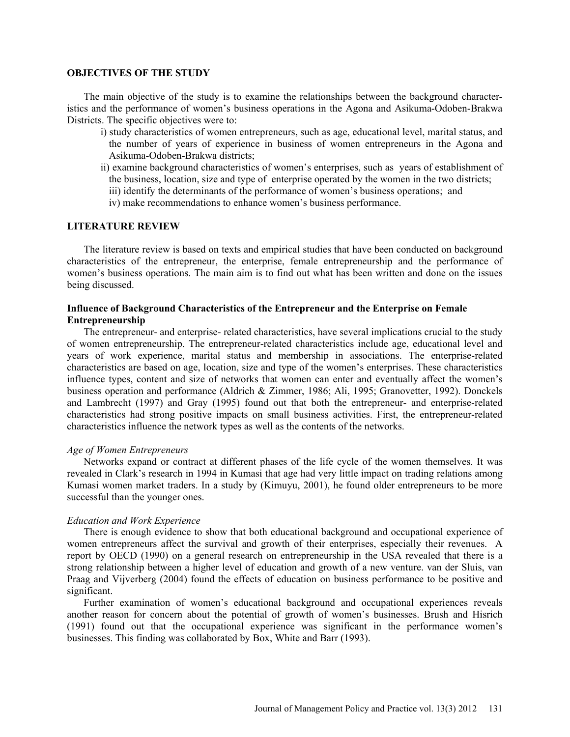## OBJECTIVES OF THE STUDY

The main objective of the study is to examine the relationships between the background characteristics and the performance of women's business operations in the Agona and Asikuma-Odoben-Brakwa Districts. The specific objectives were to:

i) study characteristics of women entrepreneurs, such as age, educational level, marital status, and the number of years of experience in business of women entrepreneurs in the Agona and Asikuma-Odoben-Brakwa districts;

ii) examine background characteristics of women's enterprises, such as years of establishment of the business, location, size and type of enterprise operated by the women in the two districts;

iii) identify the determinants of the performance of women's business operations; and

iv) make recommendations to enhance women's business performance.

## LITERATURE REVIEW

The literature review is based on texts and empirical studies that have been conducted on background characteristics of the entrepreneur, the enterprise, female entrepreneurship and the performance of women's business operations. The main aim is to find out what has been written and done on the issues being discussed.

### Influence of Background Characteristics of the Entrepreneur and the Enterprise on Female Entrepreneurship

The entrepreneur- and enterprise- related characteristics, have several implications crucial to the study of women entrepreneurship. The entrepreneur-related characteristics include age, educational level and years of work experience, marital status and membership in associations. The enterprise-related characteristics are based on age, location, size and type of the women's enterprises. These characteristics influence types, content and size of networks that women can enter and eventually affect the women's business operation and performance (Aldrich & Zimmer, 1986; Ali, 1995; Granovetter, 1992). Donckels and Lambrecht (1997) and Gray (1995) found out that both the entrepreneur- and enterprise-related characteristics had strong positive impacts on small business activities. First, the entrepreneur-related characteristics influence the network types as well as the contents of the networks.

*Age of Women Entrepreneurs*

Networks expand or contract at different phases of the life cycle of the women themselves. It was revealed in Clark's research in 1994 in Kumasi that age had very little impact on trading relations among Kumasi women market traders. In a study by (Kimuyu, 2001), he found older entrepreneurs to be more successful than the younger ones.

*Education and Work Experience*

There is enough evidence to show that both educational background and occupational experience of women entrepreneurs affect the survival and growth of their enterprises, especially their revenues. A report by OECD (1990) on a general research on entrepreneurship in the USA revealed that there is a strong relationship between a higher level of education and growth of a new venture. van der Sluis, van Praag and Vijverberg (2004) found the effects of education on business performance to be positive and significant.

Further examination of women's educational background and occupational experiences reveals another reason for concern about the potential of growth of women's businesses. Brush and Hisrich (1991) found out that the occupational experience was significant in the performance women's businesses. This finding was collaborated by Box, White and Barr (1993).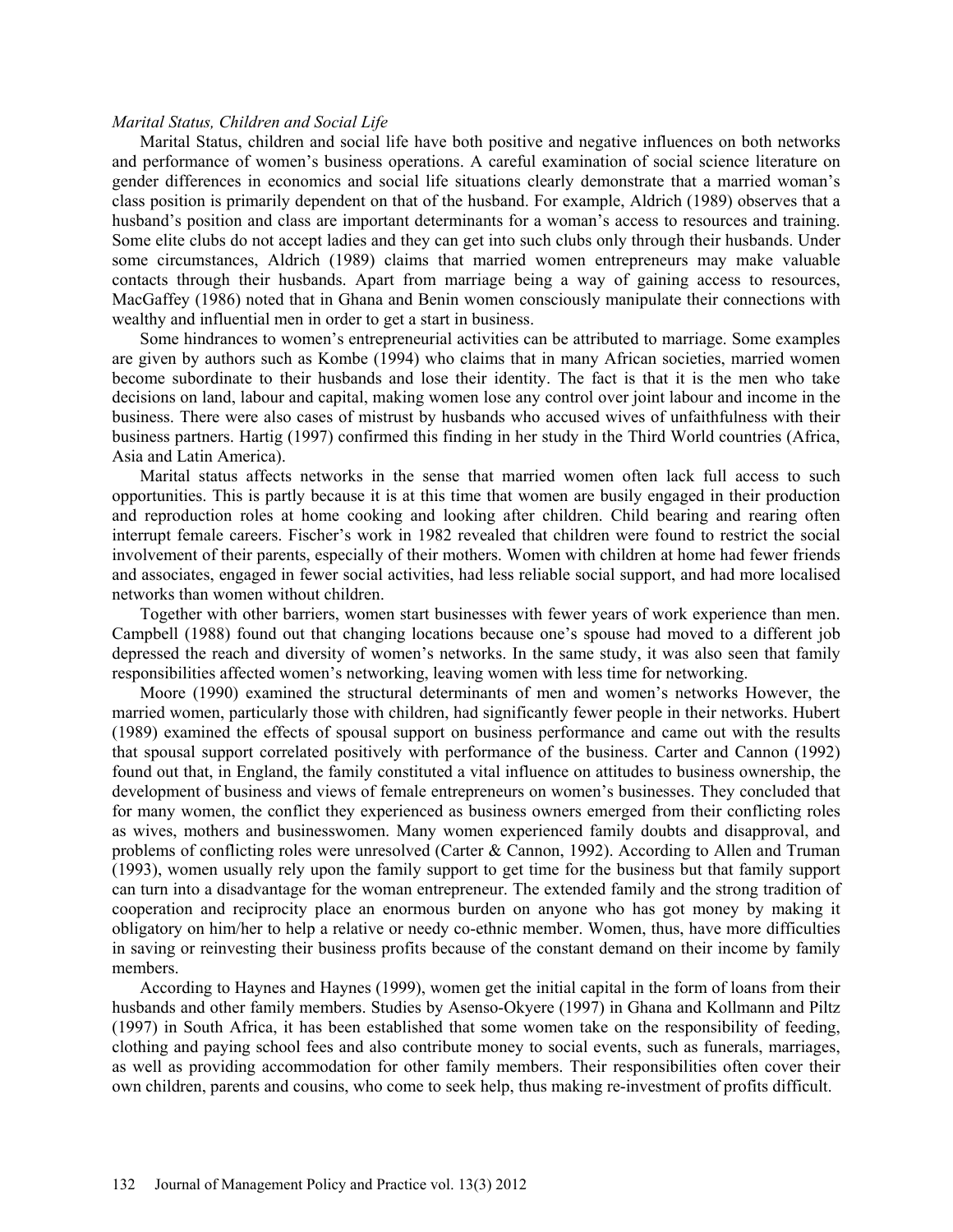*Marital Status, Children and Social Life*

Marital Status, children and social life have both positive and negative influences on both networks and performance of women's business operations. A careful examination of social science literature on gender differences in economics and social life situations clearly demonstrate that a married woman's class position is primarily dependent on that of the husband. For example, Aldrich (1989) observes that a husband's position and class are important determinants for a woman's access to resources and training. Some elite clubs do not accept ladies and they can get into such clubs only through their husbands. Under some circumstances, Aldrich (1989) claims that married women entrepreneurs may make valuable contacts through their husbands. Apart from marriage being a way of gaining access to resources, MacGaffey (1986) noted that in Ghana and Benin women consciously manipulate their connections with wealthy and influential men in order to get a start in business.

Some hindrances to women's entrepreneurial activities can be attributed to marriage. Some examples are given by authors such as Kombe (1994) who claims that in many African societies, married women become subordinate to their husbands and lose their identity. The fact is that it is the men who take decisions on land, labour and capital, making women lose any control over joint labour and income in the business. There were also cases of mistrust by husbands who accused wives of unfaithfulness with their business partners. Hartig (1997) confirmed this finding in her study in the Third World countries (Africa, Asia and Latin America).

Marital status affects networks in the sense that married women often lack full access to such opportunities. This is partly because it is at this time that women are busily engaged in their production and reproduction roles at home cooking and looking after children. Child bearing and rearing often interrupt female careers. Fischer's work in 1982 revealed that children were found to restrict the social involvement of their parents, especially of their mothers. Women with children at home had fewer friends and associates, engaged in fewer social activities, had less reliable social support, and had more localised networks than women without children.

Together with other barriers, women start businesses with fewer years of work experience than men. Campbell (1988) found out that changing locations because one's spouse had moved to a different job depressed the reach and diversity of women's networks. In the same study, it was also seen that family responsibilities affected women's networking, leaving women with less time for networking.

Moore (1990) examined the structural determinants of men and women's networks However, the married women, particularly those with children, had significantly fewer people in their networks. Hubert (1989) examined the effects of spousal support on business performance and came out with the results that spousal support correlated positively with performance of the business. Carter and Cannon (1992) found out that, in England, the family constituted a vital influence on attitudes to business ownership, the development of business and views of female entrepreneurs on women's businesses. They concluded that for many women, the conflict they experienced as business owners emerged from their conflicting roles as wives, mothers and businesswomen. Many women experienced family doubts and disapproval, and problems of conflicting roles were unresolved (Carter & Cannon, 1992). According to Allen and Truman (1993), women usually rely upon the family support to get time for the business but that family support can turn into a disadvantage for the woman entrepreneur. The extended family and the strong tradition of cooperation and reciprocity place an enormous burden on anyone who has got money by making it obligatory on him/her to help a relative or needy co-ethnic member. Women, thus, have more difficulties in saving or reinvesting their business profits because of the constant demand on their income by family members.

According to Haynes and Haynes (1999), women get the initial capital in the form of loans from their husbands and other family members. Studies by Asenso-Okyere (1997) in Ghana and Kollmann and Piltz (1997) in South Africa, it has been established that some women take on the responsibility of feeding, clothing and paying school fees and also contribute money to social events, such as funerals, marriages, as well as providing accommodation for other family members. Their responsibilities often cover their own children, parents and cousins, who come to seek help, thus making re-investment of profits difficult.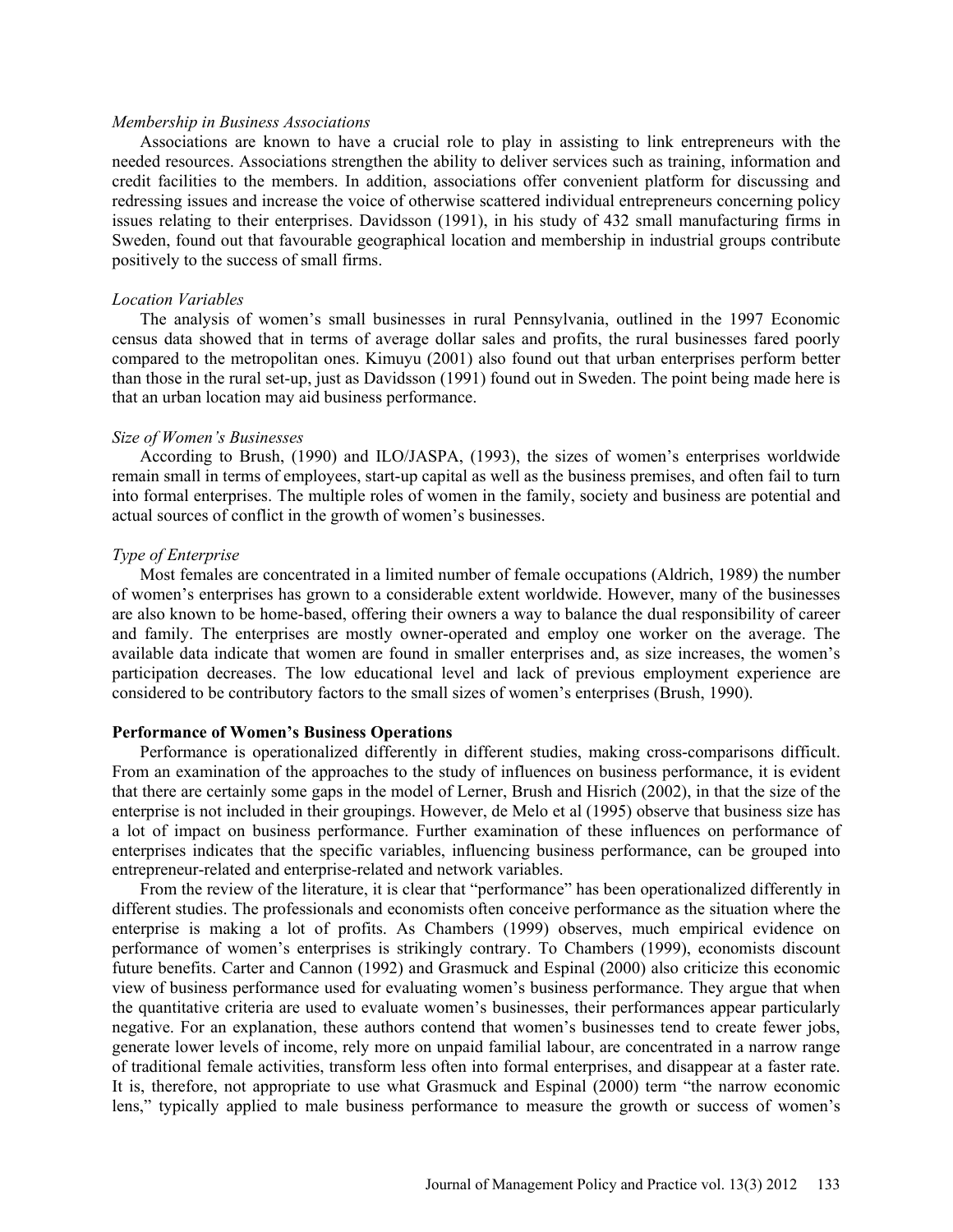*Membership in Business Associations*

Associations are known to have a crucial role to play in assisting to link entrepreneurs with the needed resources. Associations strengthen the ability to deliver services such as training, information and credit facilities to the members. In addition, associations offer convenient platform for discussing and redressing issues and increase the voice of otherwise scattered individual entrepreneurs concerning policy issues relating to their enterprises. Davidsson (1991), in his study of 432 small manufacturing firms in Sweden, found out that favourable geographical location and membership in industrial groups contribute positively to the success of small firms.

*Location Variables*

The analysis of women's small businesses in rural Pennsylvania, outlined in the 1997 Economic census data showed that in terms of average dollar sales and profits, the rural businesses fared poorly compared to the metropolitan ones. Kimuyu (2001) also found out that urban enterprises perform better than those in the rural set-up, just as Davidsson (1991) found out in Sweden. The point being made here is that an urban location may aid business performance.

*Size of Women's Businesses*

According to Brush, (1990) and ILO/JASPA, (1993), the sizes of women's enterprises worldwide remain small in terms of employees, start-up capital as well as the business premises, and often fail to turn into formal enterprises. The multiple roles of women in the family, society and business are potential and actual sources of conflict in the growth of women's businesses.

*Type of Enterprise*

Most females are concentrated in a limited number of female occupations (Aldrich, 1989) the number of women's enterprises has grown to a considerable extent worldwide. However, many of the businesses are also known to be home-based, offering their owners a way to balance the dual responsibility of career and family. The enterprises are mostly owner-operated and employ one worker on the average. The available data indicate that women are found in smaller enterprises and, as size increases, the women's participation decreases. The low educational level and lack of previous employment experience are considered to be contributory factors to the small sizes of women's enterprises (Brush, 1990).

**Performance of Women's Business Operations**

Performance is operationalized differently in different studies, making cross-comparisons difficult. From an examination of the approaches to the study of influences on business performance, it is evident that there are certainly some gaps in the model of Lerner, Brush and Hisrich (2002), in that the size of the enterprise is not included in their groupings. However, de Melo et al (1995) observe that business size has a lot of impact on business performance. Further examination of these influences on performance of enterprises indicates that the specific variables, influencing business performance, can be grouped into entrepreneur-related and enterprise-related and network variables.

From the review of the literature, it is clear that "performance" has been operationalized differently in different studies. The professionals and economists often conceive performance as the situation where the enterprise is making a lot of profits. As Chambers (1999) observes, much empirical evidence on performance of women's enterprises is strikingly contrary. To Chambers (1999), economists discount future benefits. Carter and Cannon (1992) and Grasmuck and Espinal (2000) also criticize this economic view of business performance used for evaluating women's business performance. They argue that when the quantitative criteria are used to evaluate women's businesses, their performances appear particularly negative. For an explanation, these authors contend that women's businesses tend to create fewer jobs, generate lower levels of income, rely more on unpaid familial labour, are concentrated in a narrow range of traditional female activities, transform less often into formal enterprises, and disappear at a faster rate. It is, therefore, not appropriate to use what Grasmuck and Espinal (2000) term "the narrow economic lens," typically applied to male business performance to measure the growth or success of women's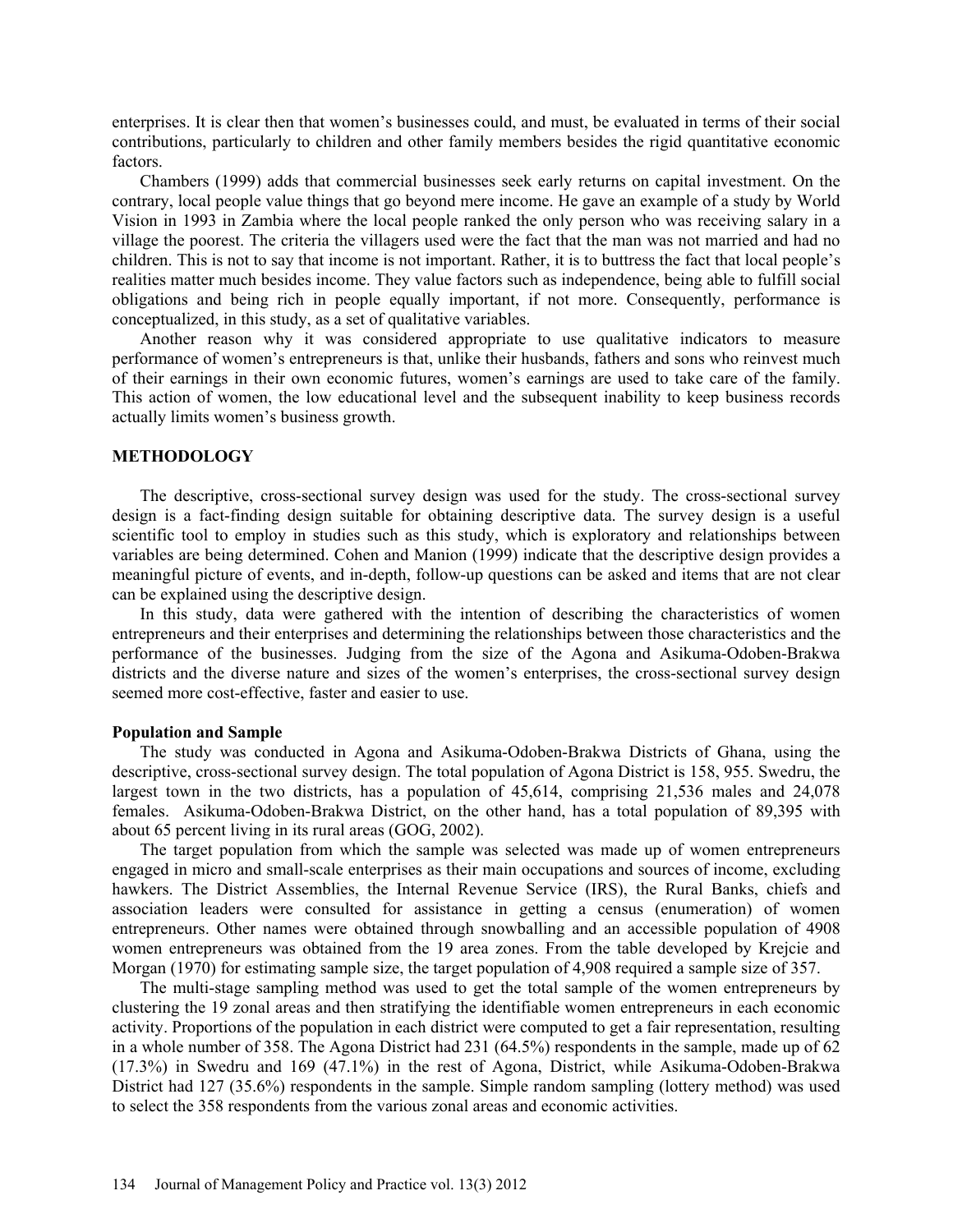enterprises. It is clear then that women's businesses could, and must, be evaluated in terms of their social contributions, particularly to children and other family members besides the rigid quantitative economic factors.

Chambers (1999) adds that commercial businesses seek early returns on capital investment. On the contrary, local people value things that go beyond mere income. He gave an example of a study by World Vision in 1993 in Zambia where the local people ranked the only person who was receiving salary in a village the poorest. The criteria the villagers used were the fact that the man was not married and had no children. This is not to say that income is not important. Rather, it is to buttress the fact that local people's realities matter much besides income. They value factors such as independence, being able to fulfill social obligations and being rich in people equally important, if not more. Consequently, performance is conceptualized, in this study, as a set of qualitative variables.

Another reason why it was considered appropriate to use qualitative indicators to measure performance of women's entrepreneurs is that, unlike their husbands, fathers and sons who reinvest much of their earnings in their own economic futures, women's earnings are used to take care of the family. This action of women, the low educational level and the subsequent inability to keep business records actually limits women's business growth.

## METHODOLOGY

The descriptive, cross-sectional survey design was used for the study. The cross-sectional survey design is a fact-finding design suitable for obtaining descriptive data. The survey design is a useful scientific tool to employ in studies such as this study, which is exploratory and relationships between variables are being determined. Cohen and Manion (1999) indicate that the descriptive design provides a meaningful picture of events, and in-depth, follow-up questions can be asked and items that are not clear can be explained using the descriptive design.

In this study, data were gathered with the intention of describing the characteristics of women entrepreneurs and their enterprises and determining the relationships between those characteristics and the performance of the businesses. Judging from the size of the Agona and Asikuma-Odoben-Brakwa districts and the diverse nature and sizes of the women's enterprises, the cross-sectional survey design seemed more cost-effective, faster and easier to use.

### Population and Sample

The study was conducted in Agona and Asikuma-Odoben-Brakwa Districts of Ghana, using the descriptive, cross-sectional survey design. The total population of Agona District is 158, 955. Swedru, the largest town in the two districts, has a population of 45,614, comprising 21,536 males and 24,078 females. Asikuma-Odoben-Brakwa District, on the other hand, has a total population of 89,395 with about 65 percent living in its rural areas (GOG, 2002).

The target population from which the sample was selected was made up of women entrepreneurs engaged in micro and small-scale enterprises as their main occupations and sources of income, excluding hawkers. The District Assemblies, the Internal Revenue Service (IRS), the Rural Banks, chiefs and association leaders were consulted for assistance in getting a census (enumeration) of women entrepreneurs. Other names were obtained through snowballing and an accessible population of 4908 women entrepreneurs was obtained from the 19 area zones. From the table developed by Krejcie and Morgan (1970) for estimating sample size, the target population of 4,908 required a sample size of 357.

The multi-stage sampling method was used to get the total sample of the women entrepreneurs by clustering the 19 zonal areas and then stratifying the identifiable women entrepreneurs in each economic activity. Proportions of the population in each district were computed to get a fair representation, resulting in a whole number of 358. The Agona District had 231 (64.5%) respondents in the sample, made up of 62 (17.3%) in Swedru and 169 (47.1%) in the rest of Agona, District, while Asikuma-Odoben-Brakwa District had 127 (35.6%) respondents in the sample. Simple random sampling (lottery method) was used to select the 358 respondents from the various zonal areas and economic activities.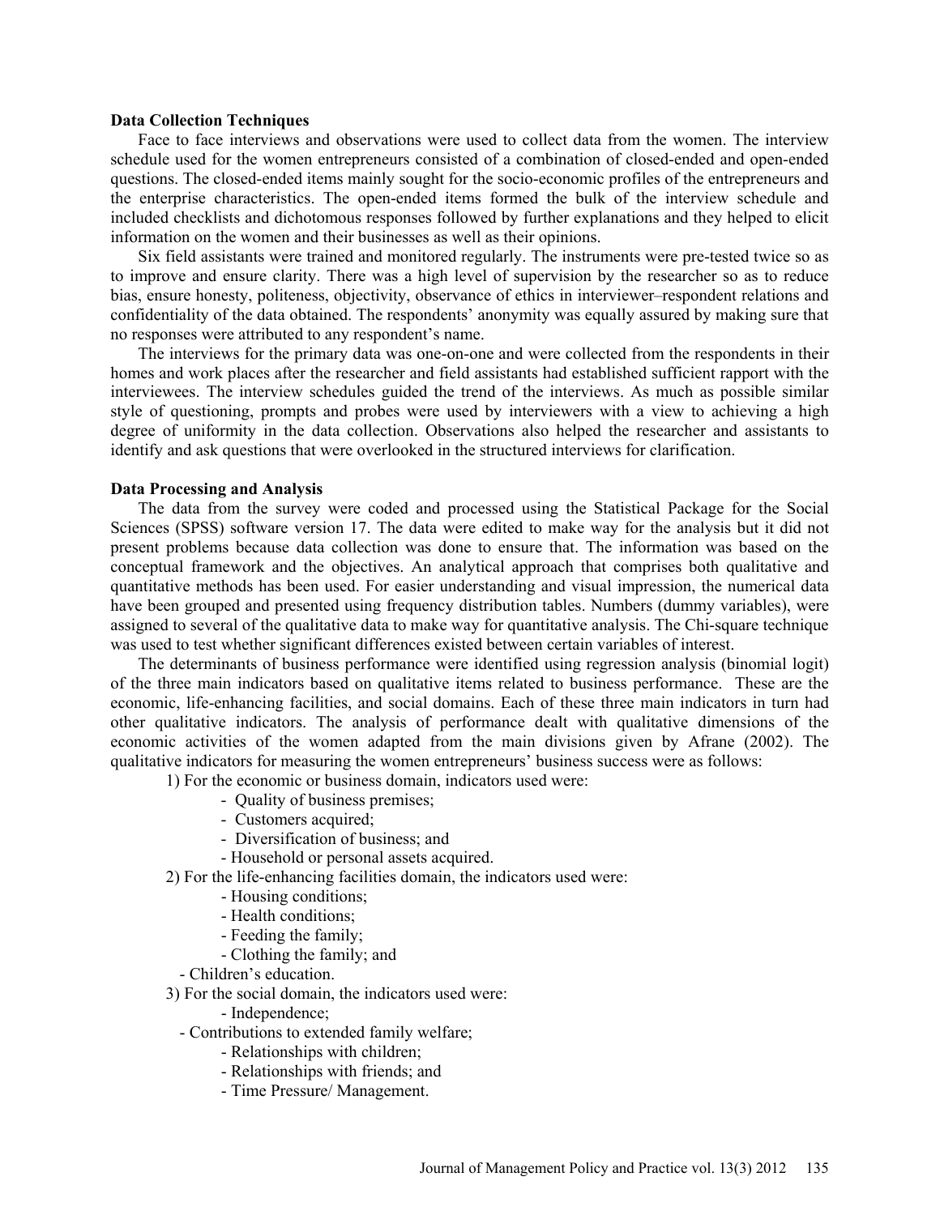**Data Collection Techniques**

Face to face interviews and observations were used to collect data from the women. The interview schedule used for the women entrepreneurs consisted of a combination of closed-ended and open-ended questions. The closed-ended items mainly sought for the socio-economic profiles of the entrepreneurs and the enterprise characteristics. The open-ended items formed the bulk of the interview schedule and included checklists and dichotomous responses followed by further explanations and they helped to elicit information on the women and their businesses as well as their opinions.

Six field assistants were trained and monitored regularly. The instruments were pre-tested twice so as to improve and ensure clarity. There was a high level of supervision by the researcher so as to reduce bias, ensure honesty, politeness, objectivity, observance of ethics in interviewer–respondent relations and confidentiality of the data obtained. The respondents' anonymity was equally assured by making sure that no responses were attributed to any respondent's name.

The interviews for the primary data was one-on-one and were collected from the respondents in their homes and work places after the researcher and field assistants had established sufficient rapport with the interviewees. The interview schedules guided the trend of the interviews. As much as possible similar style of questioning, prompts and probes were used by interviewers with a view to achieving a high degree of uniformity in the data collection. Observations also helped the researcher and assistants to identify and ask questions that were overlooked in the structured interviews for clarification.

**Data Processing and Analysis**

The data from the survey were coded and processed using the Statistical Package for the Social Sciences (SPSS) software version 17. The data were edited to make way for the analysis but it did not present problems because data collection was done to ensure that. The information was based on the conceptual framework and the objectives. An analytical approach that comprises both qualitative and quantitative methods has been used. For easier understanding and visual impression, the numerical data have been grouped and presented using frequency distribution tables. Numbers (dummy variables), were assigned to several of the qualitative data to make way for quantitative analysis. The Chi-square technique was used to test whether significant differences existed between certain variables of interest.

The determinants of business performance were identified using regression analysis (binomial logit) of the three main indicators based on qualitative items related to business performance. These are the economic, life-enhancing facilities, and social domains. Each of these three main indicators in turn had other qualitative indicators. The analysis of performance dealt with qualitative dimensions of the economic activities of the women adapted from the main divisions given by Afrane (2002). The qualitative indicators for measuring the women entrepreneurs' business success were as follows:

1) For the economic or business domain, indicators used were:
   - Quality of business premises;
   - Customers acquired;
   - Diversification of business; and
   - Household or personal assets acquired.
2) For the life-enhancing facilities domain, the indicators used were:
   - Housing conditions;
   - Health conditions;
   - Feeding the family;
   - Clothing the family; and
   - Children's education.
3) For the social domain, the indicators used were:
   - Independence;
   - Contributions to extended family welfare;
   - Relationships with children;
   - Relationships with friends; and
   - Time Pressure/ Management.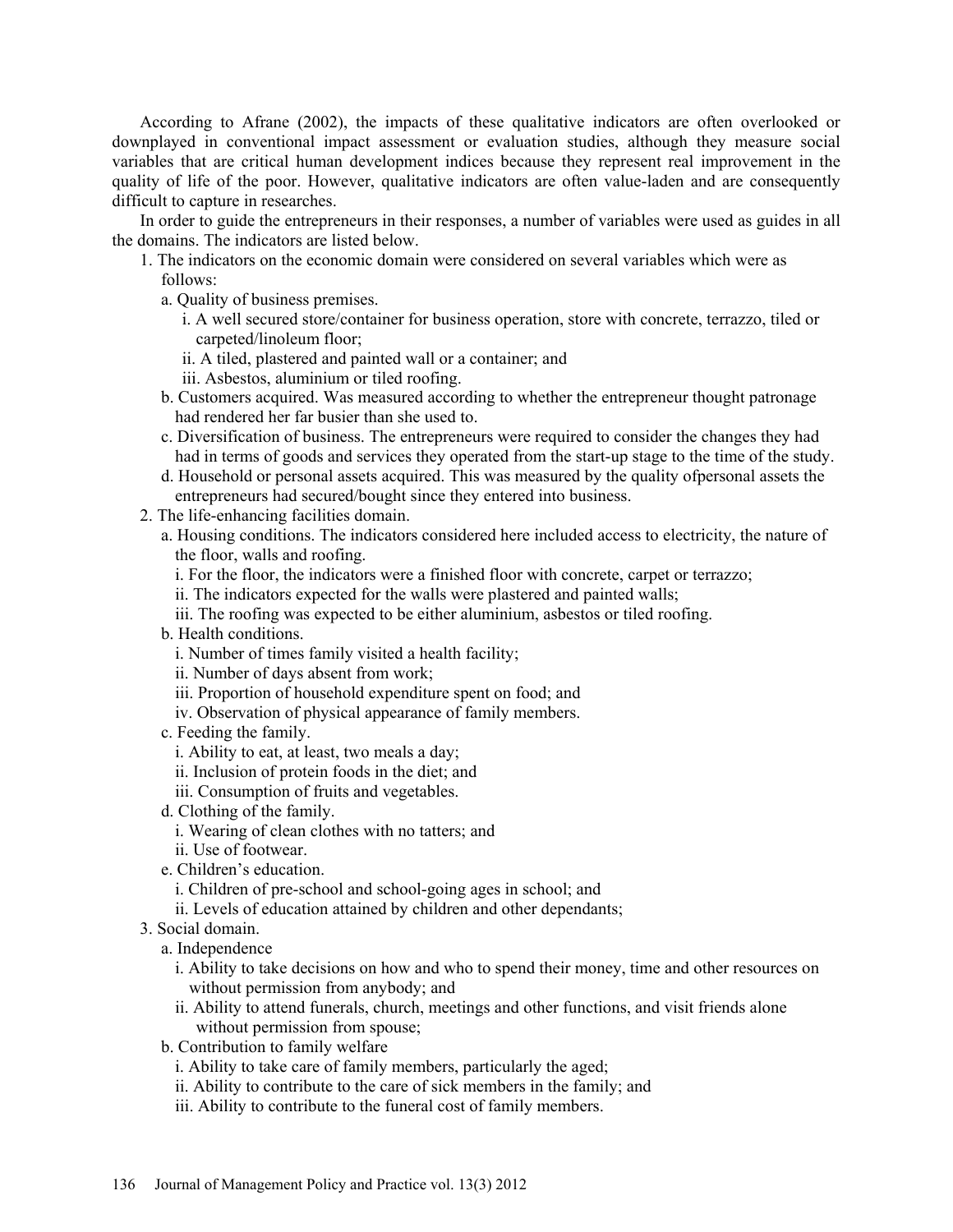According to Afrane (2002), the impacts of these qualitative indicators are often overlooked or downplayed in conventional impact assessment or evaluation studies, although they measure social variables that are critical human development indices because they represent real improvement in the quality of life of the poor. However, qualitative indicators are often value-laden and are consequently difficult to capture in researches.

In order to guide the entrepreneurs in their responses, a number of variables were used as guides in all the domains. The indicators are listed below.

1. The indicators on the economic domain were considered on several variables which were as follows:
   a. Quality of business premises.
      i. A well secured store/container for business operation, store with concrete, terrazzo, tiled or carpeted/linoleum floor;
      ii. A tiled, plastered and painted wall or a container; and
      iii. Asbestos, aluminium or tiled roofing.
   b. Customers acquired. Was measured according to whether the entrepreneur thought patronage had rendered her far busier than she used to.
   c. Diversification of business. The entrepreneurs were required to consider the changes they had had in terms of goods and services they operated from the start-up stage to the time of the study.
   d. Household or personal assets acquired. This was measured by the quality ofpersonal assets the entrepreneurs had secured/bought since they entered into business.
2. The life-enhancing facilities domain.
   a. Housing conditions. The indicators considered here included access to electricity, the nature of the floor, walls and roofing.
      i. For the floor, the indicators were a finished floor with concrete, carpet or terrazzo;
      ii. The indicators expected for the walls were plastered and painted walls;
      iii. The roofing was expected to be either aluminium, asbestos or tiled roofing.
   b. Health conditions.
      i. Number of times family visited a health facility;
      ii. Number of days absent from work;
      iii. Proportion of household expenditure spent on food; and
      iv. Observation of physical appearance of family members.
   c. Feeding the family.
      i. Ability to eat, at least, two meals a day;
      ii. Inclusion of protein foods in the diet; and
      iii. Consumption of fruits and vegetables.
   d. Clothing of the family.
      i. Wearing of clean clothes with no tatters; and
      ii. Use of footwear.
   e. Children's education.
      i. Children of pre-school and school-going ages in school; and
      ii. Levels of education attained by children and other dependants;
3. Social domain.
   a. Independence
      i. Ability to take decisions on how and who to spend their money, time and other resources on without permission from anybody; and
      ii. Ability to attend funerals, church, meetings and other functions, and visit friends alone without permission from spouse;
   b. Contribution to family welfare
      i. Ability to take care of family members, particularly the aged;
      ii. Ability to contribute to the care of sick members in the family; and
      iii. Ability to contribute to the funeral cost of family members.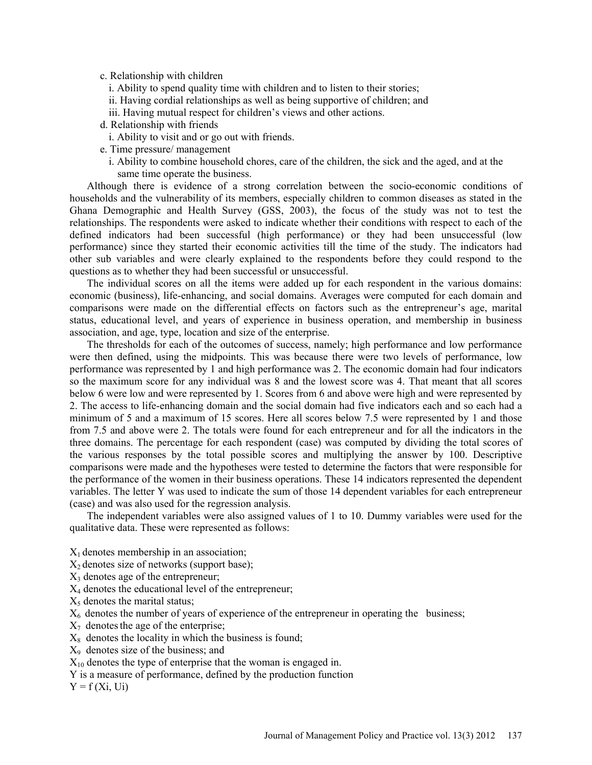c. Relationship with children
   i. Ability to spend quality time with children and to listen to their stories;
   ii. Having cordial relationships as well as being supportive of children; and
   iii. Having mutual respect for children's views and other actions.

d. Relationship with friends
   i. Ability to visit and or go out with friends.

e. Time pressure/ management
   i. Ability to combine household chores, care of the children, the sick and the aged, and at the same time operate the business.

Although there is evidence of a strong correlation between the socio-economic conditions of households and the vulnerability of its members, especially children to common diseases as stated in the Ghana Demographic and Health Survey (GSS, 2003), the focus of the study was not to test the relationships. The respondents were asked to indicate whether their conditions with respect to each of the defined indicators had been successful (high performance) or they had been unsuccessful (low performance) since they started their economic activities till the time of the study. The indicators had other sub variables and were clearly explained to the respondents before they could respond to the questions as to whether they had been successful or unsuccessful.

The individual scores on all the items were added up for each respondent in the various domains: economic (business), life-enhancing, and social domains. Averages were computed for each domain and comparisons were made on the differential effects on factors such as the entrepreneur's age, marital status, educational level, and years of experience in business operation, and membership in business association, and age, type, location and size of the enterprise.

The thresholds for each of the outcomes of success, namely; high performance and low performance were then defined, using the midpoints. This was because there were two levels of performance, low performance was represented by 1 and high performance was 2. The economic domain had four indicators so the maximum score for any individual was 8 and the lowest score was 4. That meant that all scores below 6 were low and were represented by 1. Scores from 6 and above were high and were represented by 2. The access to life-enhancing domain and the social domain had five indicators each and so each had a minimum of 5 and a maximum of 15 scores. Here all scores below 7.5 were represented by 1 and those from 7.5 and above were 2. The totals were found for each entrepreneur and for all the indicators in the three domains. The percentage for each respondent (case) was computed by dividing the total scores of the various responses by the total possible scores and multiplying the answer by 100. Descriptive comparisons were made and the hypotheses were tested to determine the factors that were responsible for the performance of the women in their business operations. These 14 indicators represented the dependent variables. The letter Y was used to indicate the sum of those 14 dependent variables for each entrepreneur (case) and was also used for the regression analysis.

The independent variables were also assigned values of 1 to 10. Dummy variables were used for the qualitative data. These were represented as follows:

$X_1$ denotes membership in an association;
$X_2$ denotes size of networks (support base);
$X_3$ denotes age of the entrepreneur;
$X_4$ denotes the educational level of the entrepreneur;
$X_5$ denotes the marital status;
$X_6$ denotes the number of years of experience of the entrepreneur in operating the business;
$X_7$ denotes the age of the enterprise;
$X_8$ denotes the locality in which the business is found;
$X_9$ denotes size of the business; and
$X_{10}$ denotes the type of enterprise that the woman is engaged in.
Y is a measure of performance, defined by the production function
$Y = f(Xi, Ui)$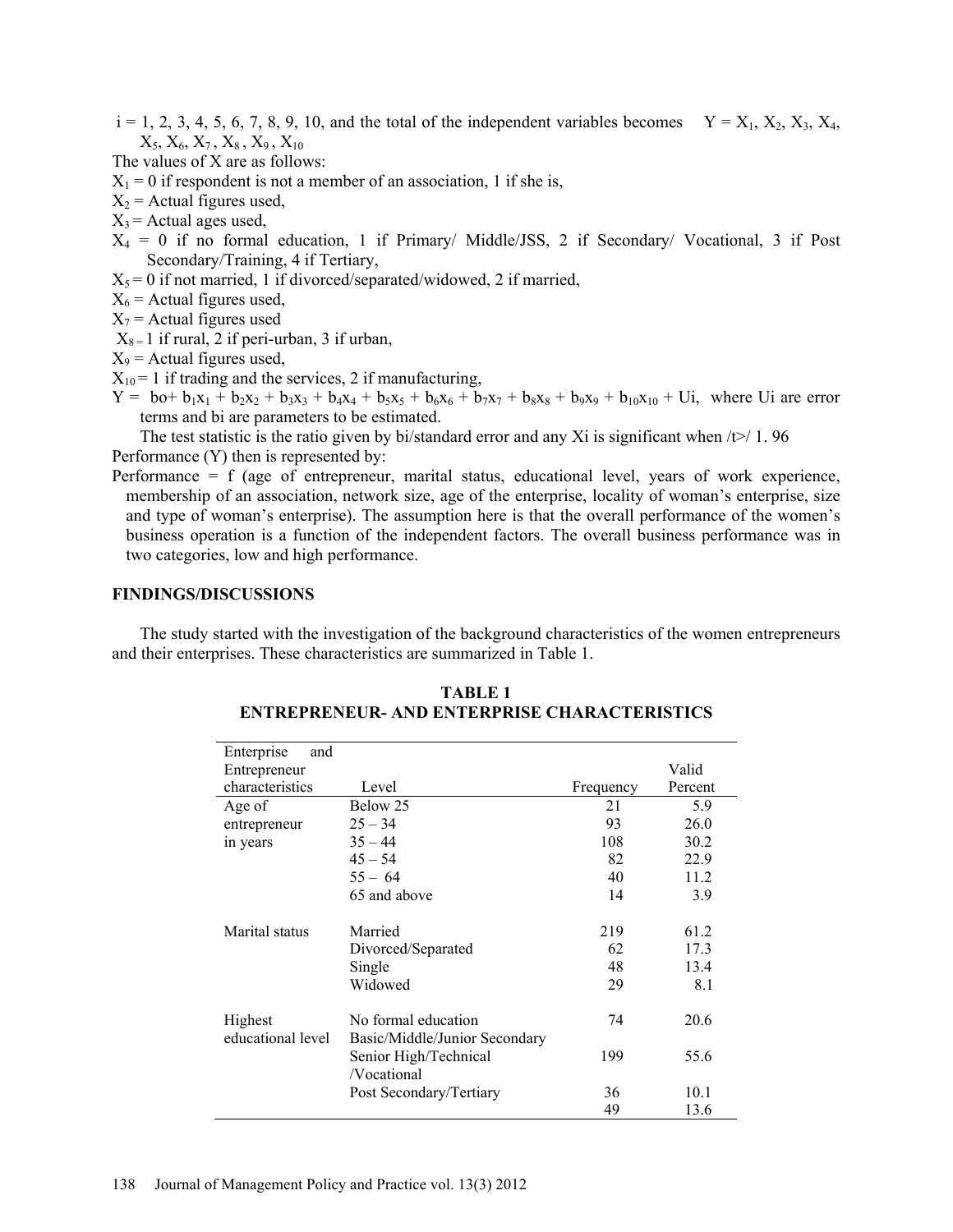$i = 1, 2, 3, 4, 5, 6, 7, 8, 9, 10$, and the total of the independent variables becomes $Y = X_1, X_2, X_3, X_4, X_5, X_6, X_7, X_8, X_9, X_{10}$

The values of X are as follows:

$X_1 = 0$ if respondent is not a member of an association, 1 if she is,

$X_2$ = Actual figures used,

$X_3$ = Actual ages used,

$X_4 = 0$ if no formal education, 1 if Primary/ Middle/JSS, 2 if Secondary/ Vocational, 3 if Post Secondary/Training, 4 if Tertiary,

$X_5 = 0$ if not married, 1 if divorced/separated/widowed, 2 if married,

$X_6$ = Actual figures used,

$X_7$ = Actual figures used

$X_8 = 1$ if rural, 2 if peri-urban, 3 if urban,

$X_9$ = Actual figures used,

$X_{10} = 1$ if trading and the services, 2 if manufacturing,

$Y = b_0 + b_1x_1 + b_2x_2 + b_3x_3 + b_4x_4 + b_5x_5 + b_6x_6 + b_7x_7 + b_8x_8 + b_9x_9 + b_{10}x_{10} + U_i$, where Ui are error terms and bi are parameters to be estimated.

The test statistic is the ratio given by bi/standard error and any Xi is significant when $/t>/ 1.96$

Performance (Y) then is represented by:

Performance = f (age of entrepreneur, marital status, educational level, years of work experience, membership of an association, network size, age of the enterprise, locality of woman's enterprise, size and type of woman's enterprise). The assumption here is that the overall performance of the women's business operation is a function of the independent factors. The overall business performance was in two categories, low and high performance.

## FINDINGS/DISCUSSIONS

The study started with the investigation of the background characteristics of the women entrepreneurs and their enterprises. These characteristics are summarized in Table 1.

**TABLE 1**
**ENTREPRENEUR- AND ENTERPRISE CHARACTERISTICS**

| Enterprise and Entrepreneur characteristics | Level | Frequency | Valid Percent |
|---|---|---|---|
| Age of entrepreneur in years | Below 25 | 21 | 5.9 |
| | 25 – 34 | 93 | 26.0 |
| | 35 – 44 | 108 | 30.2 |
| | 45 – 54 | 82 | 22.9 |
| | 55 – 64 | 40 | 11.2 |
| | 65 and above | 14 | 3.9 |
| Marital status | Married | 219 | 61.2 |
| | Divorced/Separated | 62 | 17.3 |
| | Single | 48 | 13.4 |
| | Widowed | 29 | 8.1 |
| Highest educational level | No formal education | 74 | 20.6 |
| | Basic/Middle/Junior Secondary | | |
| | Senior High/Technical /Vocational | 199 | 55.6 |
| | Post Secondary/Tertiary | 36 | 10.1 |
| | | 49 | 13.6 |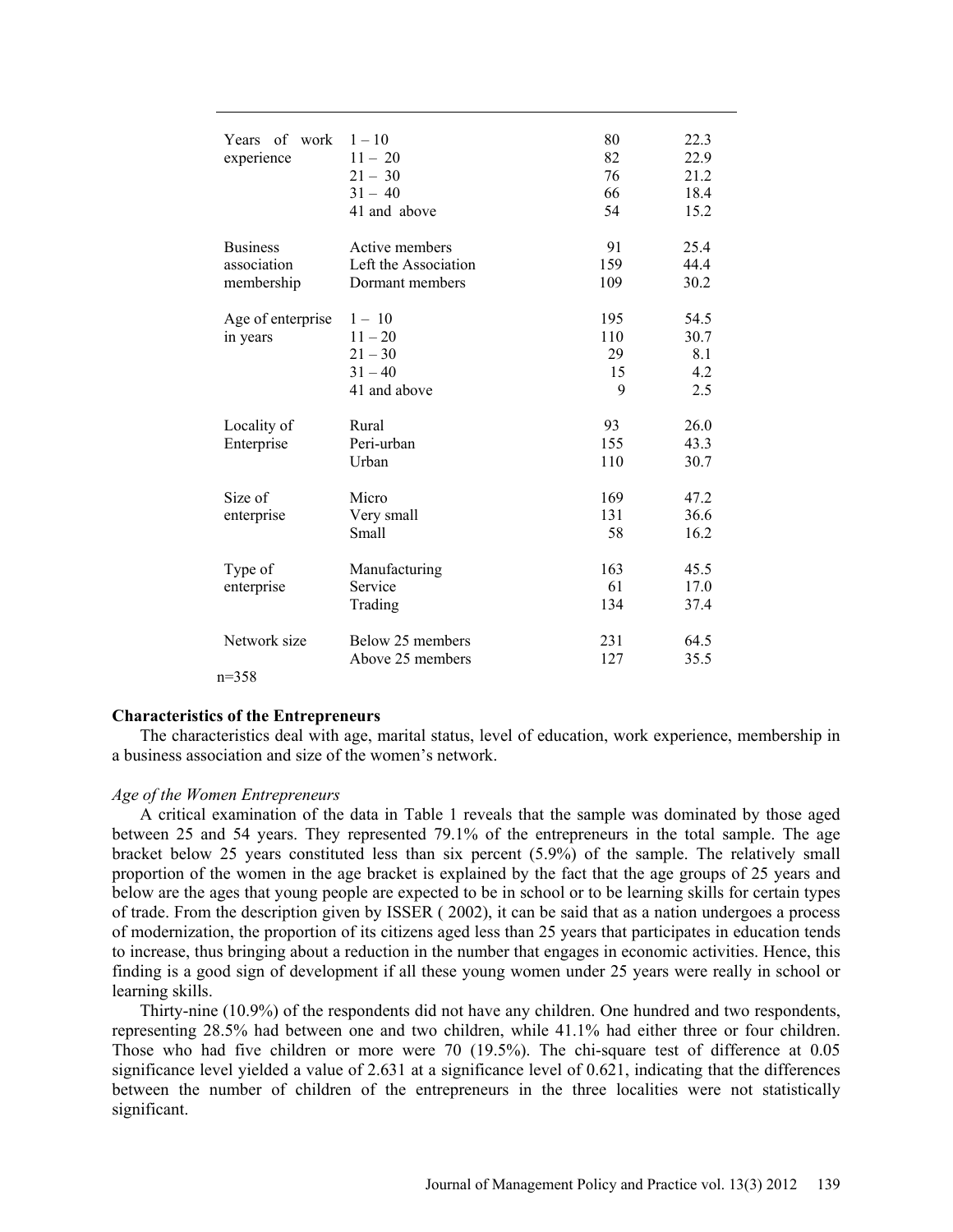| | | | |
|---|---|---|---|
| Years of work experience | 1 – 10 | 80 | 22.3 |
| | 11 – 20 | 82 | 22.9 |
| | 21 – 30 | 76 | 21.2 |
| | 31 – 40 | 66 | 18.4 |
| | 41 and above | 54 | 15.2 |
| Business association membership | Active members | 91 | 25.4 |
| | Left the Association | 159 | 44.4 |
| | Dormant members | 109 | 30.2 |
| Age of enterprise in years | 1 – 10 | 195 | 54.5 |
| | 11 – 20 | 110 | 30.7 |
| | 21 – 30 | 29 | 8.1 |
| | 31 – 40 | 15 | 4.2 |
| | 41 and above | 9 | 2.5 |
| Locality of Enterprise | Rural | 93 | 26.0 |
| | Peri-urban | 155 | 43.3 |
| | Urban | 110 | 30.7 |
| Size of enterprise | Micro | 169 | 47.2 |
| | Very small | 131 | 36.6 |
| | Small | 58 | 16.2 |
| Type of enterprise | Manufacturing | 163 | 45.5 |
| | Service | 61 | 17.0 |
| | Trading | 134 | 37.4 |
| Network size | Below 25 members | 231 | 64.5 |
| | Above 25 members | 127 | 35.5 |

n=358

**Characteristics of the Entrepreneurs**

The characteristics deal with age, marital status, level of education, work experience, membership in a business association and size of the women's network.

*Age of the Women Entrepreneurs*

A critical examination of the data in Table 1 reveals that the sample was dominated by those aged between 25 and 54 years. They represented 79.1% of the entrepreneurs in the total sample. The age bracket below 25 years constituted less than six percent (5.9%) of the sample. The relatively small proportion of the women in the age bracket is explained by the fact that the age groups of 25 years and below are the ages that young people are expected to be in school or to be learning skills for certain types of trade. From the description given by ISSER ( 2002), it can be said that as a nation undergoes a process of modernization, the proportion of its citizens aged less than 25 years that participates in education tends to increase, thus bringing about a reduction in the number that engages in economic activities. Hence, this finding is a good sign of development if all these young women under 25 years were really in school or learning skills.

Thirty-nine (10.9%) of the respondents did not have any children. One hundred and two respondents, representing 28.5% had between one and two children, while 41.1% had either three or four children. Those who had five children or more were 70 (19.5%). The chi-square test of difference at 0.05 significance level yielded a value of 2.631 at a significance level of 0.621, indicating that the differences between the number of children of the entrepreneurs in the three localities were not statistically significant.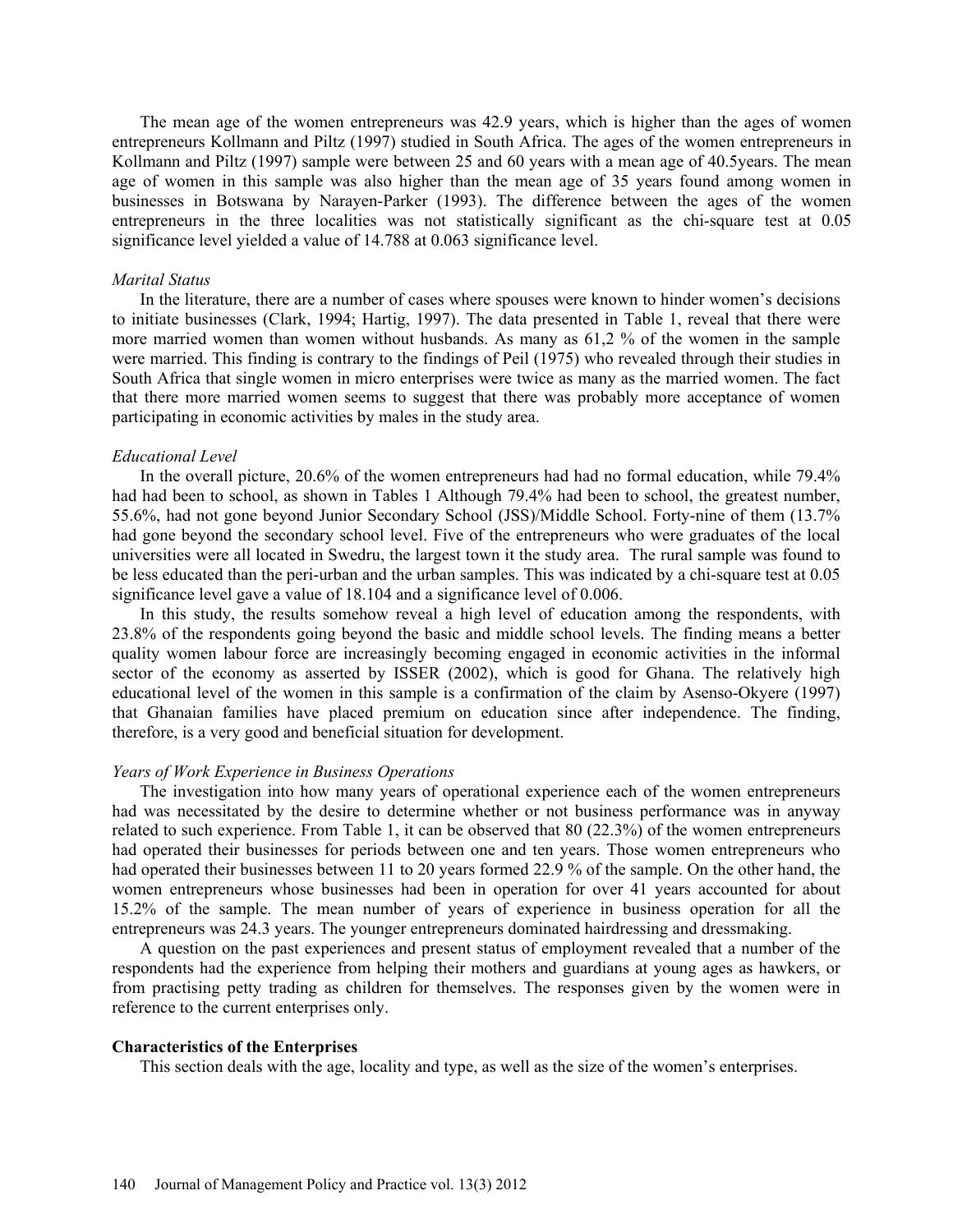The mean age of the women entrepreneurs was 42.9 years, which is higher than the ages of women entrepreneurs Kollmann and Piltz (1997) studied in South Africa. The ages of the women entrepreneurs in Kollmann and Piltz (1997) sample were between 25 and 60 years with a mean age of 40.5years. The mean age of women in this sample was also higher than the mean age of 35 years found among women in businesses in Botswana by Narayen-Parker (1993). The difference between the ages of the women entrepreneurs in the three localities was not statistically significant as the chi-square test at 0.05 significance level yielded a value of 14.788 at 0.063 significance level.

*Marital Status*

In the literature, there are a number of cases where spouses were known to hinder women's decisions to initiate businesses (Clark, 1994; Hartig, 1997). The data presented in Table 1, reveal that there were more married women than women without husbands. As many as 61,2 % of the women in the sample were married. This finding is contrary to the findings of Peil (1975) who revealed through their studies in South Africa that single women in micro enterprises were twice as many as the married women. The fact that there more married women seems to suggest that there was probably more acceptance of women participating in economic activities by males in the study area.

*Educational Level*

In the overall picture, 20.6% of the women entrepreneurs had had no formal education, while 79.4% had had been to school, as shown in Tables 1 Although 79.4% had been to school, the greatest number, 55.6%, had not gone beyond Junior Secondary School (JSS)/Middle School. Forty-nine of them (13.7% had gone beyond the secondary school level. Five of the entrepreneurs who were graduates of the local universities were all located in Swedru, the largest town it the study area. The rural sample was found to be less educated than the peri-urban and the urban samples. This was indicated by a chi-square test at 0.05 significance level gave a value of 18.104 and a significance level of 0.006.

In this study, the results somehow reveal a high level of education among the respondents, with 23.8% of the respondents going beyond the basic and middle school levels. The finding means a better quality women labour force are increasingly becoming engaged in economic activities in the informal sector of the economy as asserted by ISSER (2002), which is good for Ghana. The relatively high educational level of the women in this sample is a confirmation of the claim by Asenso-Okyere (1997) that Ghanaian families have placed premium on education since after independence. The finding, therefore, is a very good and beneficial situation for development.

*Years of Work Experience in Business Operations*

The investigation into how many years of operational experience each of the women entrepreneurs had was necessitated by the desire to determine whether or not business performance was in anyway related to such experience. From Table 1, it can be observed that 80 (22.3%) of the women entrepreneurs had operated their businesses for periods between one and ten years. Those women entrepreneurs who had operated their businesses between 11 to 20 years formed 22.9 % of the sample. On the other hand, the women entrepreneurs whose businesses had been in operation for over 41 years accounted for about 15.2% of the sample. The mean number of years of experience in business operation for all the entrepreneurs was 24.3 years. The younger entrepreneurs dominated hairdressing and dressmaking.

A question on the past experiences and present status of employment revealed that a number of the respondents had the experience from helping their mothers and guardians at young ages as hawkers, or from practising petty trading as children for themselves. The responses given by the women were in reference to the current enterprises only.

**Characteristics of the Enterprises**

This section deals with the age, locality and type, as well as the size of the women's enterprises.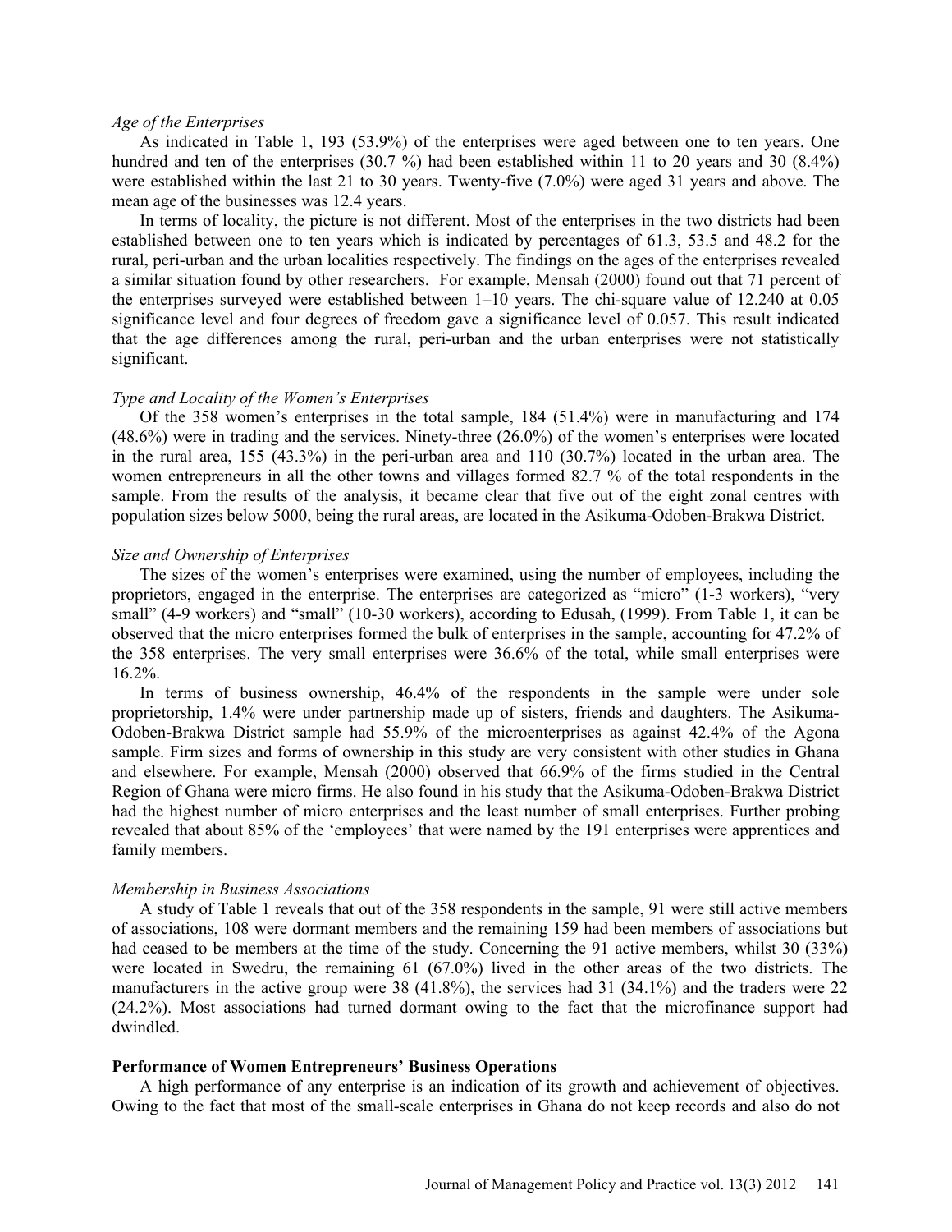*Age of the Enterprises*

As indicated in Table 1, 193 (53.9%) of the enterprises were aged between one to ten years. One hundred and ten of the enterprises (30.7 %) had been established within 11 to 20 years and 30 (8.4%) were established within the last 21 to 30 years. Twenty-five (7.0%) were aged 31 years and above. The mean age of the businesses was 12.4 years.

In terms of locality, the picture is not different. Most of the enterprises in the two districts had been established between one to ten years which is indicated by percentages of 61.3, 53.5 and 48.2 for the rural, peri-urban and the urban localities respectively. The findings on the ages of the enterprises revealed a similar situation found by other researchers. For example, Mensah (2000) found out that 71 percent of the enterprises surveyed were established between 1–10 years. The chi-square value of 12.240 at 0.05 significance level and four degrees of freedom gave a significance level of 0.057. This result indicated that the age differences among the rural, peri-urban and the urban enterprises were not statistically significant.

*Type and Locality of the Women's Enterprises*

Of the 358 women's enterprises in the total sample, 184 (51.4%) were in manufacturing and 174 (48.6%) were in trading and the services. Ninety-three (26.0%) of the women's enterprises were located in the rural area, 155 (43.3%) in the peri-urban area and 110 (30.7%) located in the urban area. The women entrepreneurs in all the other towns and villages formed 82.7 % of the total respondents in the sample. From the results of the analysis, it became clear that five out of the eight zonal centres with population sizes below 5000, being the rural areas, are located in the Asikuma-Odoben-Brakwa District.

*Size and Ownership of Enterprises*

The sizes of the women's enterprises were examined, using the number of employees, including the proprietors, engaged in the enterprise. The enterprises are categorized as "micro" (1-3 workers), "very small" (4-9 workers) and "small" (10-30 workers), according to Edusah, (1999). From Table 1, it can be observed that the micro enterprises formed the bulk of enterprises in the sample, accounting for 47.2% of the 358 enterprises. The very small enterprises were 36.6% of the total, while small enterprises were 16.2%.

In terms of business ownership, 46.4% of the respondents in the sample were under sole proprietorship, 1.4% were under partnership made up of sisters, friends and daughters. The Asikuma-Odoben-Brakwa District sample had 55.9% of the microenterprises as against 42.4% of the Agona sample. Firm sizes and forms of ownership in this study are very consistent with other studies in Ghana and elsewhere. For example, Mensah (2000) observed that 66.9% of the firms studied in the Central Region of Ghana were micro firms. He also found in his study that the Asikuma-Odoben-Brakwa District had the highest number of micro enterprises and the least number of small enterprises. Further probing revealed that about 85% of the 'employees' that were named by the 191 enterprises were apprentices and family members.

*Membership in Business Associations*

A study of Table 1 reveals that out of the 358 respondents in the sample, 91 were still active members of associations, 108 were dormant members and the remaining 159 had been members of associations but had ceased to be members at the time of the study. Concerning the 91 active members, whilst 30 (33%) were located in Swedru, the remaining 61 (67.0%) lived in the other areas of the two districts. The manufacturers in the active group were 38 (41.8%), the services had 31 (34.1%) and the traders were 22 (24.2%). Most associations had turned dormant owing to the fact that the microfinance support had dwindled.

**Performance of Women Entrepreneurs' Business Operations**

A high performance of any enterprise is an indication of its growth and achievement of objectives. Owing to the fact that most of the small-scale enterprises in Ghana do not keep records and also do not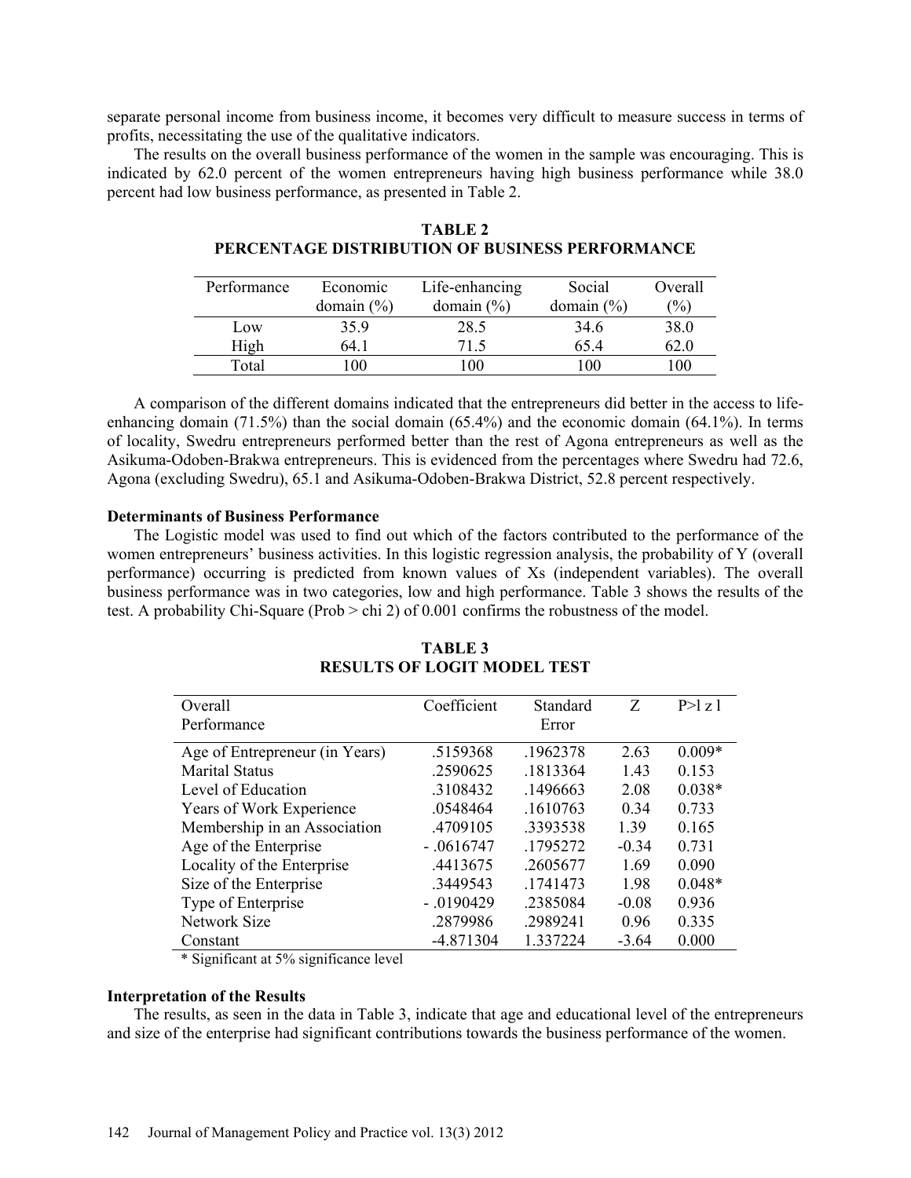separate personal income from business income, it becomes very difficult to measure success in terms of profits, necessitating the use of the qualitative indicators.

The results on the overall business performance of the women in the sample was encouraging. This is indicated by 62.0 percent of the women entrepreneurs having high business performance while 38.0 percent had low business performance, as presented in Table 2.

**TABLE 2**
**PERCENTAGE DISTRIBUTION OF BUSINESS PERFORMANCE**

| Performance | Economic domain (%) | Life-enhancing domain (%) | Social domain (%) | Overall (%) |
|---|---|---|---|---|
| Low | 35.9 | 28.5 | 34.6 | 38.0 |
| High | 64.1 | 71.5 | 65.4 | 62.0 |
| Total | 100 | 100 | 100 | 100 |

A comparison of the different domains indicated that the entrepreneurs did better in the access to life-enhancing domain (71.5%) than the social domain (65.4%) and the economic domain (64.1%). In terms of locality, Swedru entrepreneurs performed better than the rest of Agona entrepreneurs as well as the Asikuma-Odoben-Brakwa entrepreneurs. This is evidenced from the percentages where Swedru had 72.6, Agona (excluding Swedru), 65.1 and Asikuma-Odoben-Brakwa District, 52.8 percent respectively.

### Determinants of Business Performance

The Logistic model was used to find out which of the factors contributed to the performance of the women entrepreneurs' business activities. In this logistic regression analysis, the probability of Y (overall performance) occurring is predicted from known values of Xs (independent variables). The overall business performance was in two categories, low and high performance. Table 3 shows the results of the test. A probability Chi-Square (Prob > chi 2) of 0.001 confirms the robustness of the model.

**TABLE 3**
**RESULTS OF LOGIT MODEL TEST**

| Overall Performance | Coefficient | Standard Error | Z | P>l z l |
|---|---|---|---|---|
| Age of Entrepreneur (in Years) | .5159368 | .1962378 | 2.63 | 0.009* |
| Marital Status | .2590625 | .1813364 | 1.43 | 0.153 |
| Level of Education | .3108432 | .1496663 | 2.08 | 0.038* |
| Years of Work Experience | .0548464 | .1610763 | 0.34 | 0.733 |
| Membership in an Association | .4709105 | .3393538 | 1.39 | 0.165 |
| Age of the Enterprise | - .0616747 | .1795272 | -0.34 | 0.731 |
| Locality of the Enterprise | .4413675 | .2605677 | 1.69 | 0.090 |
| Size of the Enterprise | .3449543 | .1741473 | 1.98 | 0.048* |
| Type of Enterprise | - .0190429 | .2385084 | -0.08 | 0.936 |
| Network Size | .2879986 | .2989241 | 0.96 | 0.335 |
| Constant | -4.871304 | 1.337224 | -3.64 | 0.000 |

\* Significant at 5% significance level

### Interpretation of the Results

The results, as seen in the data in Table 3, indicate that age and educational level of the entrepreneurs and size of the enterprise had significant contributions towards the business performance of the women.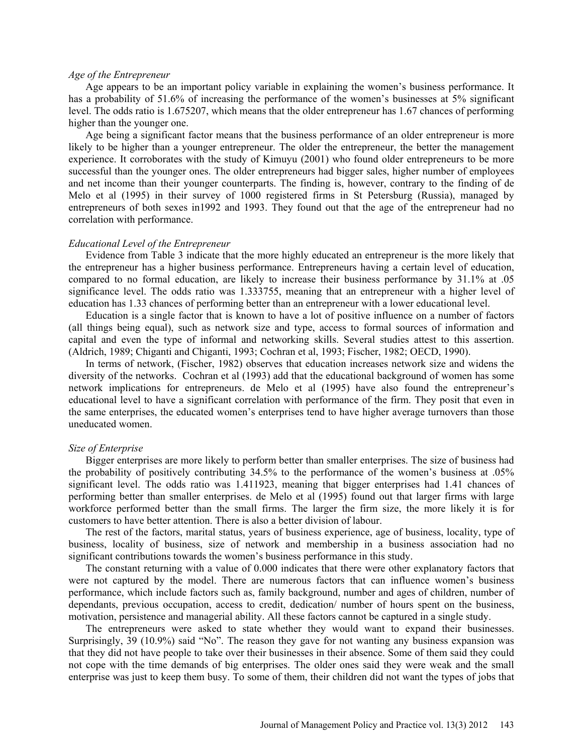*Age of the Entrepreneur*

Age appears to be an important policy variable in explaining the women's business performance. It has a probability of 51.6% of increasing the performance of the women's businesses at 5% significant level. The odds ratio is 1.675207, which means that the older entrepreneur has 1.67 chances of performing higher than the younger one.

Age being a significant factor means that the business performance of an older entrepreneur is more likely to be higher than a younger entrepreneur. The older the entrepreneur, the better the management experience. It corroborates with the study of Kimuyu (2001) who found older entrepreneurs to be more successful than the younger ones. The older entrepreneurs had bigger sales, higher number of employees and net income than their younger counterparts. The finding is, however, contrary to the finding of de Melo et al (1995) in their survey of 1000 registered firms in St Petersburg (Russia), managed by entrepreneurs of both sexes in1992 and 1993. They found out that the age of the entrepreneur had no correlation with performance.

*Educational Level of the Entrepreneur*

Evidence from Table 3 indicate that the more highly educated an entrepreneur is the more likely that the entrepreneur has a higher business performance. Entrepreneurs having a certain level of education, compared to no formal education, are likely to increase their business performance by 31.1% at .05 significance level. The odds ratio was 1.333755, meaning that an entrepreneur with a higher level of education has 1.33 chances of performing better than an entrepreneur with a lower educational level.

Education is a single factor that is known to have a lot of positive influence on a number of factors (all things being equal), such as network size and type, access to formal sources of information and capital and even the type of informal and networking skills. Several studies attest to this assertion. (Aldrich, 1989; Chiganti and Chiganti, 1993; Cochran et al, 1993; Fischer, 1982; OECD, 1990).

In terms of network, (Fischer, 1982) observes that education increases network size and widens the diversity of the networks. Cochran et al (1993) add that the educational background of women has some network implications for entrepreneurs. de Melo et al (1995) have also found the entrepreneur's educational level to have a significant correlation with performance of the firm. They posit that even in the same enterprises, the educated women's enterprises tend to have higher average turnovers than those uneducated women.

*Size of Enterprise*

Bigger enterprises are more likely to perform better than smaller enterprises. The size of business had the probability of positively contributing 34.5% to the performance of the women's business at .05% significant level. The odds ratio was 1.411923, meaning that bigger enterprises had 1.41 chances of performing better than smaller enterprises. de Melo et al (1995) found out that larger firms with large workforce performed better than the small firms. The larger the firm size, the more likely it is for customers to have better attention. There is also a better division of labour.

The rest of the factors, marital status, years of business experience, age of business, locality, type of business, locality of business, size of network and membership in a business association had no significant contributions towards the women's business performance in this study.

The constant returning with a value of 0.000 indicates that there were other explanatory factors that were not captured by the model. There are numerous factors that can influence women's business performance, which include factors such as, family background, number and ages of children, number of dependants, previous occupation, access to credit, dedication/ number of hours spent on the business, motivation, persistence and managerial ability. All these factors cannot be captured in a single study.

The entrepreneurs were asked to state whether they would want to expand their businesses. Surprisingly, 39 (10.9%) said "No". The reason they gave for not wanting any business expansion was that they did not have people to take over their businesses in their absence. Some of them said they could not cope with the time demands of big enterprises. The older ones said they were weak and the small enterprise was just to keep them busy. To some of them, their children did not want the types of jobs that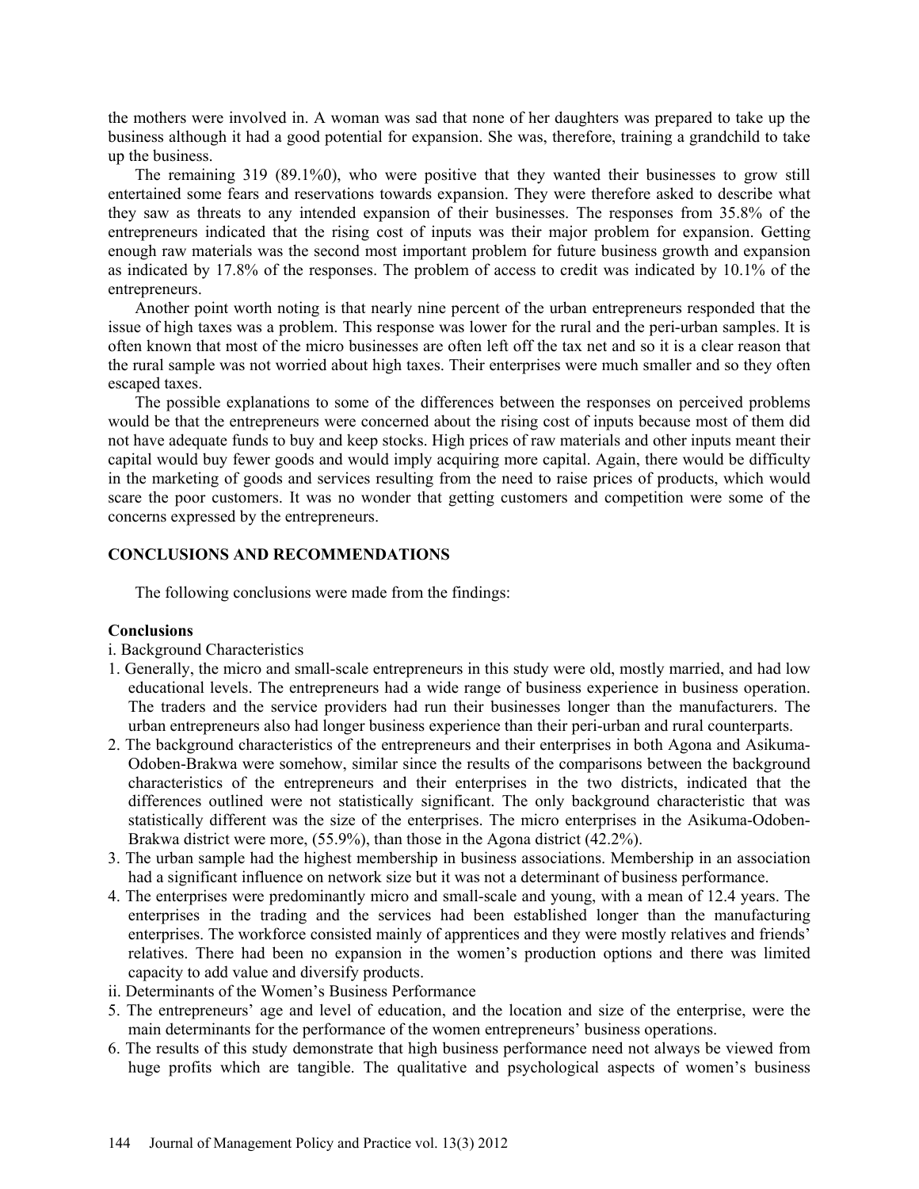the mothers were involved in. A woman was sad that none of her daughters was prepared to take up the business although it had a good potential for expansion. She was, therefore, training a grandchild to take up the business.

The remaining 319 (89.1%0), who were positive that they wanted their businesses to grow still entertained some fears and reservations towards expansion. They were therefore asked to describe what they saw as threats to any intended expansion of their businesses. The responses from 35.8% of the entrepreneurs indicated that the rising cost of inputs was their major problem for expansion. Getting enough raw materials was the second most important problem for future business growth and expansion as indicated by 17.8% of the responses. The problem of access to credit was indicated by 10.1% of the entrepreneurs.

Another point worth noting is that nearly nine percent of the urban entrepreneurs responded that the issue of high taxes was a problem. This response was lower for the rural and the peri-urban samples. It is often known that most of the micro businesses are often left off the tax net and so it is a clear reason that the rural sample was not worried about high taxes. Their enterprises were much smaller and so they often escaped taxes.

The possible explanations to some of the differences between the responses on perceived problems would be that the entrepreneurs were concerned about the rising cost of inputs because most of them did not have adequate funds to buy and keep stocks. High prices of raw materials and other inputs meant their capital would buy fewer goods and would imply acquiring more capital. Again, there would be difficulty in the marketing of goods and services resulting from the need to raise prices of products, which would scare the poor customers. It was no wonder that getting customers and competition were some of the concerns expressed by the entrepreneurs.

## CONCLUSIONS AND RECOMMENDATIONS

The following conclusions were made from the findings:

### Conclusions

i. Background Characteristics

1. Generally, the micro and small-scale entrepreneurs in this study were old, mostly married, and had low educational levels. The entrepreneurs had a wide range of business experience in business operation. The traders and the service providers had run their businesses longer than the manufacturers. The urban entrepreneurs also had longer business experience than their peri-urban and rural counterparts.
2. The background characteristics of the entrepreneurs and their enterprises in both Agona and Asikuma-Odoben-Brakwa were somehow, similar since the results of the comparisons between the background characteristics of the entrepreneurs and their enterprises in the two districts, indicated that the differences outlined were not statistically significant. The only background characteristic that was statistically different was the size of the enterprises. The micro enterprises in the Asikuma-Odoben-Brakwa district were more, (55.9%), than those in the Agona district (42.2%).
3. The urban sample had the highest membership in business associations. Membership in an association had a significant influence on network size but it was not a determinant of business performance.
4. The enterprises were predominantly micro and small-scale and young, with a mean of 12.4 years. The enterprises in the trading and the services had been established longer than the manufacturing enterprises. The workforce consisted mainly of apprentices and they were mostly relatives and friends' relatives. There had been no expansion in the women's production options and there was limited capacity to add value and diversify products.

ii. Determinants of the Women's Business Performance

5. The entrepreneurs' age and level of education, and the location and size of the enterprise, were the main determinants for the performance of the women entrepreneurs' business operations.
6. The results of this study demonstrate that high business performance need not always be viewed from huge profits which are tangible. The qualitative and psychological aspects of women's business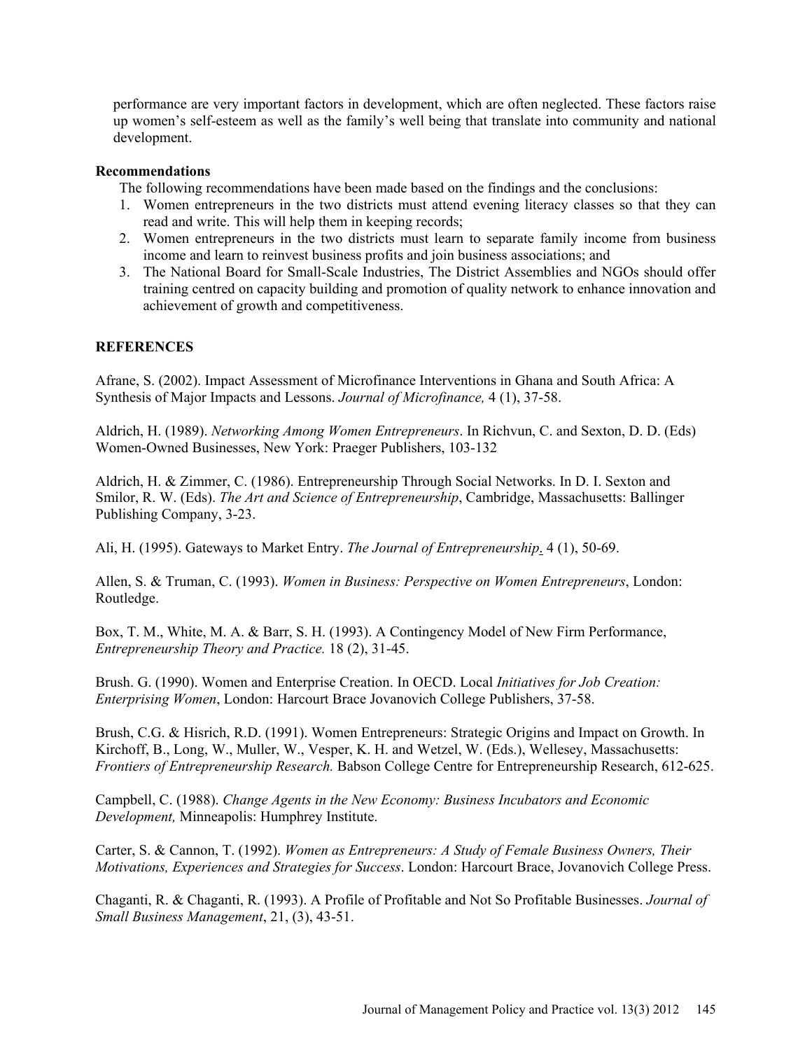performance are very important factors in development, which are often neglected. These factors raise up women's self-esteem as well as the family's well being that translate into community and national development.

**Recommendations**

The following recommendations have been made based on the findings and the conclusions:

1. Women entrepreneurs in the two districts must attend evening literacy classes so that they can read and write. This will help them in keeping records;
2. Women entrepreneurs in the two districts must learn to separate family income from business income and learn to reinvest business profits and join business associations; and
3. The National Board for Small-Scale Industries, The District Assemblies and NGOs should offer training centred on capacity building and promotion of quality network to enhance innovation and achievement of growth and competitiveness.

## REFERENCES

Afrane, S. (2002). Impact Assessment of Microfinance Interventions in Ghana and South Africa: A Synthesis of Major Impacts and Lessons. *Journal of Microfinance,* 4 (1), 37-58.

Aldrich, H. (1989). *Networking Among Women Entrepreneurs*. In Richvun, C. and Sexton, D. D. (Eds) Women-Owned Businesses, New York: Praeger Publishers, 103-132

Aldrich, H. & Zimmer, C. (1986). Entrepreneurship Through Social Networks. In D. I. Sexton and Smilor, R. W. (Eds). *The Art and Science of Entrepreneurship*, Cambridge, Massachusetts: Ballinger Publishing Company, 3-23.

Ali, H. (1995). Gateways to Market Entry. *The Journal of Entrepreneurship*. 4 (1), 50-69.

Allen, S. & Truman, C. (1993). *Women in Business: Perspective on Women Entrepreneurs*, London: Routledge.

Box, T. M., White, M. A. & Barr, S. H. (1993). A Contingency Model of New Firm Performance, *Entrepreneurship Theory and Practice.* 18 (2), 31-45.

Brush. G. (1990). Women and Enterprise Creation. In OECD. Local *Initiatives for Job Creation: Enterprising Women*, London: Harcourt Brace Jovanovich College Publishers, 37-58.

Brush, C.G. & Hisrich, R.D. (1991). Women Entrepreneurs: Strategic Origins and Impact on Growth. In Kirchoff, B., Long, W., Muller, W., Vesper, K. H. and Wetzel, W. (Eds.), Wellesey, Massachusetts: *Frontiers of Entrepreneurship Research.* Babson College Centre for Entrepreneurship Research, 612-625.

Campbell, C. (1988). *Change Agents in the New Economy: Business Incubators and Economic Development,* Minneapolis: Humphrey Institute.

Carter, S. & Cannon, T. (1992). *Women as Entrepreneurs: A Study of Female Business Owners, Their Motivations, Experiences and Strategies for Success*. London: Harcourt Brace, Jovanovich College Press.

Chaganti, R. & Chaganti, R. (1993). A Profile of Profitable and Not So Profitable Businesses. *Journal of Small Business Management*, 21, (3), 43-51.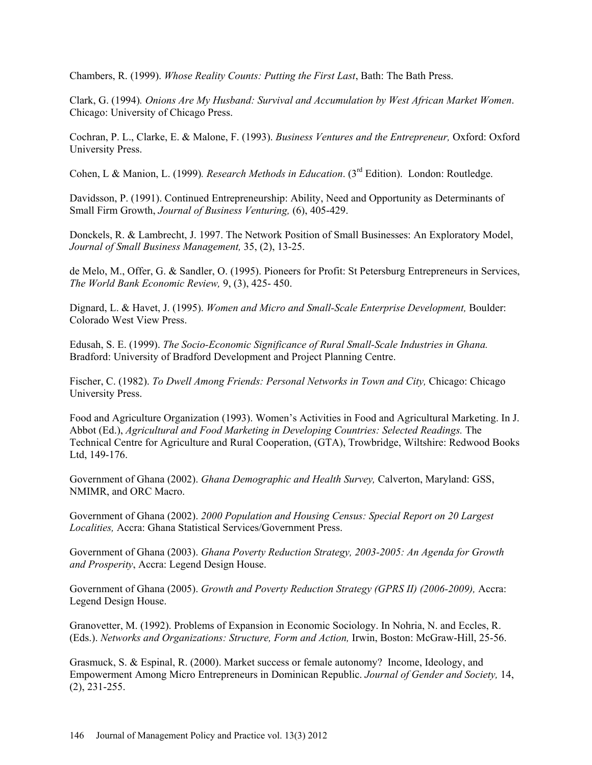Chambers, R. (1999). *Whose Reality Counts: Putting the First Last*, Bath: The Bath Press.

Clark, G. (1994). *Onions Are My Husband: Survival and Accumulation by West African Market Women*. Chicago: University of Chicago Press.

Cochran, P. L., Clarke, E. & Malone, F. (1993). *Business Ventures and the Entrepreneur,* Oxford: Oxford University Press.

Cohen, L & Manion, L. (1999). *Research Methods in Education*. (3rd Edition). London: Routledge.

Davidsson, P. (1991). Continued Entrepreneurship: Ability, Need and Opportunity as Determinants of Small Firm Growth, *Journal of Business Venturing,* (6), 405-429.

Donckels, R. & Lambrecht, J. 1997. The Network Position of Small Businesses: An Exploratory Model, *Journal of Small Business Management,* 35, (2), 13-25.

de Melo, M., Offer, G. & Sandler, O. (1995). Pioneers for Profit: St Petersburg Entrepreneurs in Services, *The World Bank Economic Review,* 9, (3), 425- 450.

Dignard, L. & Havet, J. (1995). *Women and Micro and Small-Scale Enterprise Development,* Boulder: Colorado West View Press.

Edusah, S. E. (1999). *The Socio-Economic Significance of Rural Small-Scale Industries in Ghana.* Bradford: University of Bradford Development and Project Planning Centre.

Fischer, C. (1982). *To Dwell Among Friends: Personal Networks in Town and City,* Chicago: Chicago University Press.

Food and Agriculture Organization (1993). Women's Activities in Food and Agricultural Marketing. In J. Abbot (Ed.), *Agricultural and Food Marketing in Developing Countries: Selected Readings.* The Technical Centre for Agriculture and Rural Cooperation, (GTA), Trowbridge, Wiltshire: Redwood Books Ltd, 149-176.

Government of Ghana (2002). *Ghana Demographic and Health Survey,* Calverton, Maryland: GSS, NMIMR, and ORC Macro.

Government of Ghana (2002). *2000 Population and Housing Census: Special Report on 20 Largest Localities,* Accra: Ghana Statistical Services/Government Press.

Government of Ghana (2003). *Ghana Poverty Reduction Strategy, 2003-2005: An Agenda for Growth and Prosperity*, Accra: Legend Design House.

Government of Ghana (2005). *Growth and Poverty Reduction Strategy (GPRS II) (2006-2009),* Accra: Legend Design House.

Granovetter, M. (1992). Problems of Expansion in Economic Sociology. In Nohria, N. and Eccles, R. (Eds.). *Networks and Organizations: Structure, Form and Action,* Irwin, Boston: McGraw-Hill, 25-56.

Grasmuck, S. & Espinal, R. (2000). Market success or female autonomy? Income, Ideology, and Empowerment Among Micro Entrepreneurs in Dominican Republic. *Journal of Gender and Society,* 14, (2), 231-255.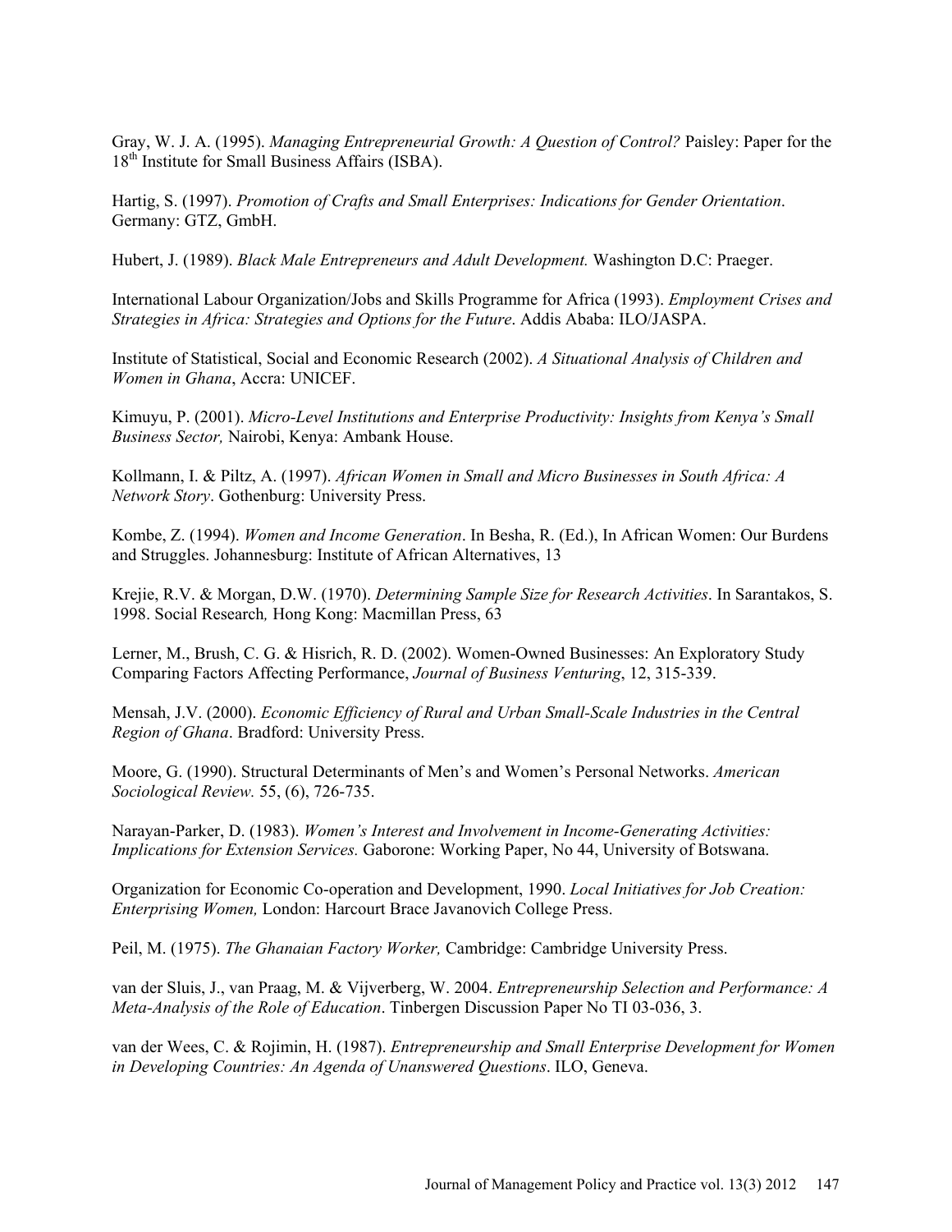Gray, W. J. A. (1995). *Managing Entrepreneurial Growth: A Question of Control?* Paisley: Paper for the 18th Institute for Small Business Affairs (ISBA).

Hartig, S. (1997). *Promotion of Crafts and Small Enterprises: Indications for Gender Orientation*. Germany: GTZ, GmbH.

Hubert, J. (1989). *Black Male Entrepreneurs and Adult Development.* Washington D.C: Praeger.

International Labour Organization/Jobs and Skills Programme for Africa (1993). *Employment Crises and Strategies in Africa: Strategies and Options for the Future*. Addis Ababa: ILO/JASPA.

Institute of Statistical, Social and Economic Research (2002). *A Situational Analysis of Children and Women in Ghana*, Accra: UNICEF.

Kimuyu, P. (2001). *Micro-Level Institutions and Enterprise Productivity: Insights from Kenya's Small Business Sector,* Nairobi, Kenya: Ambank House.

Kollmann, I. & Piltz, A. (1997). *African Women in Small and Micro Businesses in South Africa: A Network Story*. Gothenburg: University Press.

Kombe, Z. (1994). *Women and Income Generation*. In Besha, R. (Ed.), In African Women: Our Burdens and Struggles. Johannesburg: Institute of African Alternatives, 13

Krejie, R.V. & Morgan, D.W. (1970). *Determining Sample Size for Research Activities*. In Sarantakos, S. 1998. Social Research*,* Hong Kong: Macmillan Press, 63

Lerner, M., Brush, C. G. & Hisrich, R. D. (2002). Women-Owned Businesses: An Exploratory Study Comparing Factors Affecting Performance, *Journal of Business Venturing*, 12, 315-339.

Mensah, J.V. (2000). *Economic Efficiency of Rural and Urban Small-Scale Industries in the Central Region of Ghana*. Bradford: University Press.

Moore, G. (1990). Structural Determinants of Men's and Women's Personal Networks. *American Sociological Review.* 55, (6), 726-735.

Narayan-Parker, D. (1983). *Women's Interest and Involvement in Income-Generating Activities: Implications for Extension Services.* Gaborone: Working Paper, No 44, University of Botswana.

Organization for Economic Co-operation and Development, 1990. *Local Initiatives for Job Creation: Enterprising Women,* London: Harcourt Brace Javanovich College Press.

Peil, M. (1975). *The Ghanaian Factory Worker,* Cambridge: Cambridge University Press.

van der Sluis, J., van Praag, M. & Vijverberg, W. 2004. *Entrepreneurship Selection and Performance: A Meta-Analysis of the Role of Education*. Tinbergen Discussion Paper No TI 03-036, 3.

van der Wees, C. & Rojimin, H. (1987). *Entrepreneurship and Small Enterprise Development for Women in Developing Countries: An Agenda of Unanswered Questions*. ILO, Geneva.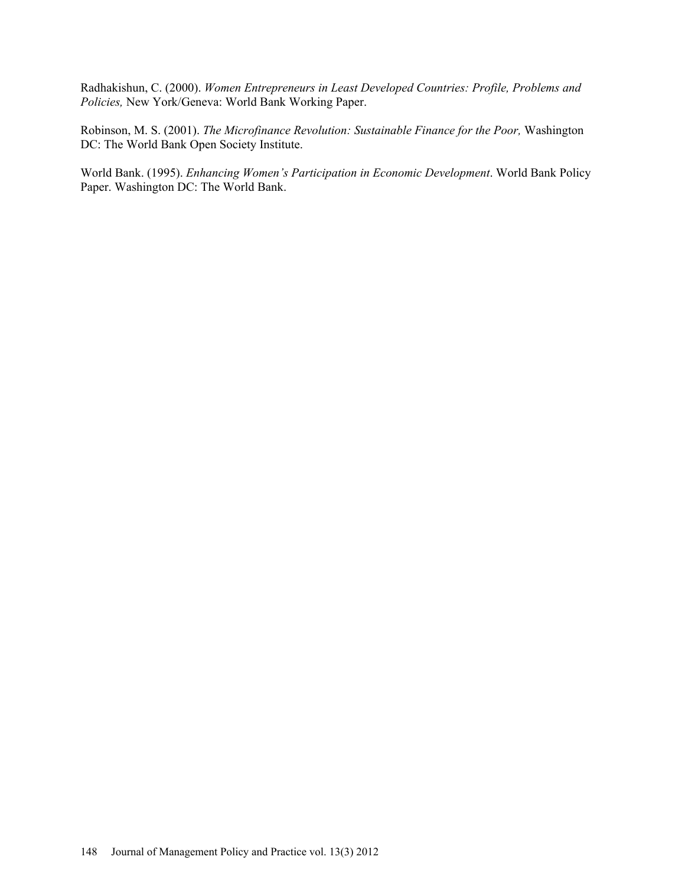Radhakishun, C. (2000). *Women Entrepreneurs in Least Developed Countries: Profile, Problems and Policies,* New York/Geneva: World Bank Working Paper.

Robinson, M. S. (2001). *The Microfinance Revolution: Sustainable Finance for the Poor,* Washington DC: The World Bank Open Society Institute.

World Bank. (1995). *Enhancing Women's Participation in Economic Development*. World Bank Policy Paper. Washington DC: The World Bank.